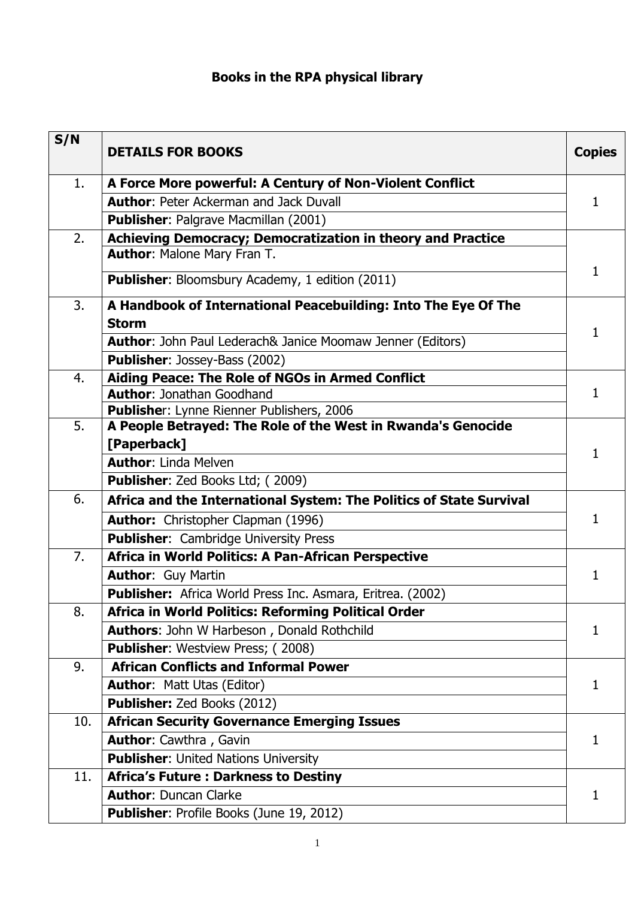**Books in the RPA physical library**

| S/N | DETAILS FOR BOOKS | Copies |
|---|---|---|
| 1. | **A Force More powerful: A Century of Non-Violent Conflict** | 1 |
| | **Author**: Peter Ackerman and Jack Duvall | |
| | **Publisher**: Palgrave Macmillan (2001) | |
| 2. | **Achieving Democracy; Democratization in theory and Practice** | 1 |
| | **Author**: Malone Mary Fran T. | |
| | **Publisher**: Bloomsbury Academy, 1 edition (2011) | |
| 3. | **A Handbook of International Peacebuilding: Into The Eye Of The Storm** | 1 |
| | **Author**: John Paul Lederach& Janice Moomaw Jenner (Editors) | |
| | **Publisher**: Jossey-Bass (2002) | |
| 4. | **Aiding Peace: The Role of NGOs in Armed Conflict** | 1 |
| | **Author**: Jonathan Goodhand | |
| | **Publisher**: Lynne Rienner Publishers, 2006 | |
| 5. | **A People Betrayed: The Role of the West in Rwanda's Genocide [Paperback]** | 1 |
| | **Author**: Linda Melven | |
| | **Publisher**: Zed Books Ltd; ( 2009) | |
| 6. | **Africa and the International System: The Politics of State Survival** | 1 |
| | **Author:** Christopher Clapman (1996) | |
| | **Publisher**: Cambridge University Press | |
| 7. | **Africa in World Politics: A Pan-African Perspective** | 1 |
| | **Author**: Guy Martin | |
| | **Publisher:** Africa World Press Inc. Asmara, Eritrea. (2002) | |
| 8. | **Africa in World Politics: Reforming Political Order** | 1 |
| | **Authors**: John W Harbeson , Donald Rothchild | |
| | **Publisher**: Westview Press; ( 2008) | |
| 9. | **African Conflicts and Informal Power** | 1 |
| | **Author**: Matt Utas (Editor) | |
| | **Publisher:** Zed Books (2012) | |
| 10. | **African Security Governance Emerging Issues** | 1 |
| | **Author**: Cawthra , Gavin | |
| | **Publisher**: United Nations University | |
| 11. | **Africa's Future : Darkness to Destiny** | 1 |
| | **Author**: Duncan Clarke | |
| | **Publisher**: Profile Books (June 19, 2012) | |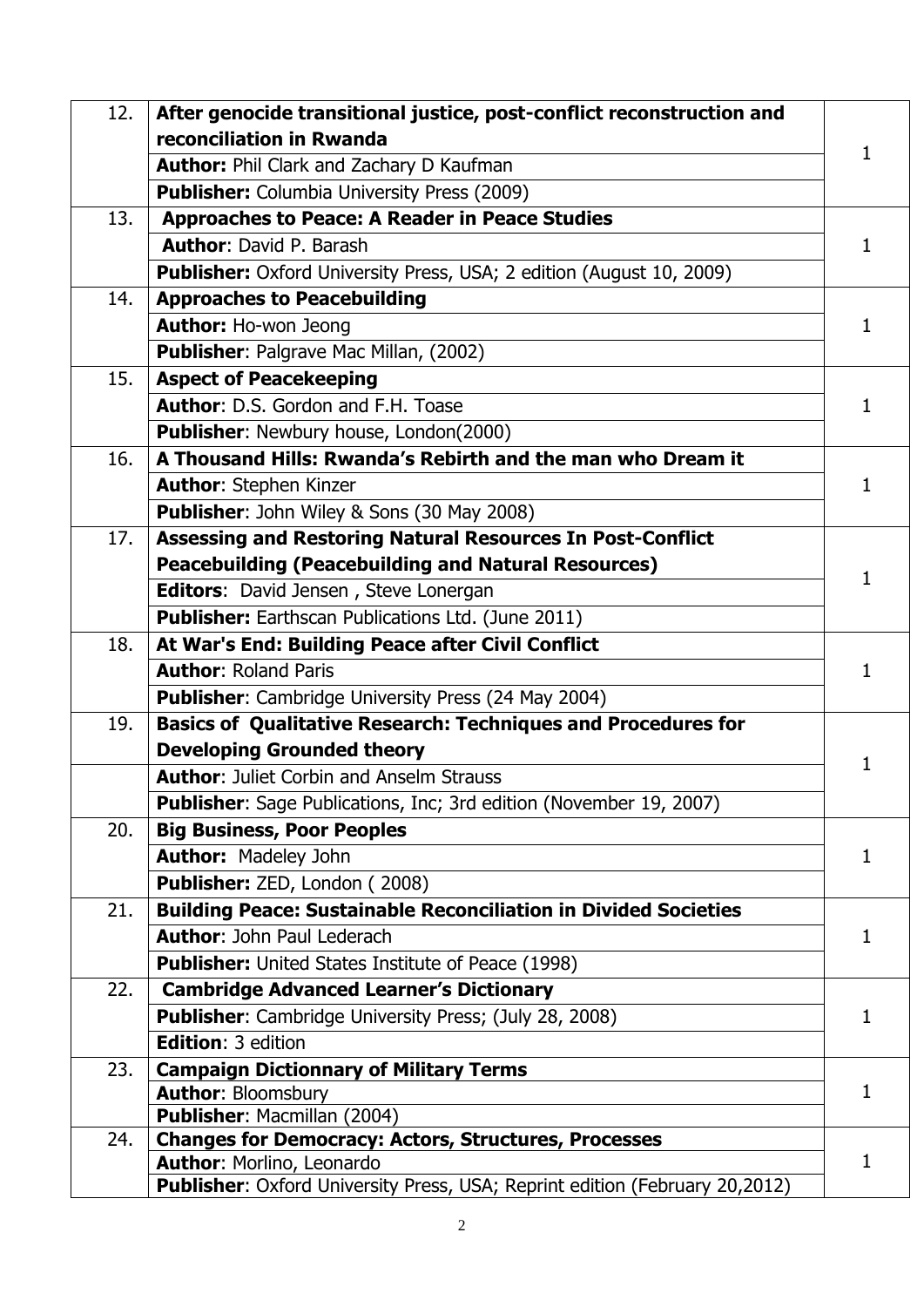| | | |
|---|---|---|
| 12. | **After genocide transitional justice, post-conflict reconstruction and reconciliation in Rwanda**<br>**Author:** Phil Clark and Zachary D Kaufman<br>**Publisher:** Columbia University Press (2009) | 1 |
| 13. | **Approaches to Peace: A Reader in Peace Studies**<br>**Author**: David P. Barash<br>**Publisher:** Oxford University Press, USA; 2 edition (August 10, 2009) | 1 |
| 14. | **Approaches to Peacebuilding**<br>**Author:** Ho-won Jeong<br>**Publisher**: Palgrave Mac Millan, (2002) | 1 |
| 15. | **Aspect of Peacekeeping**<br>**Author**: D.S. Gordon and F.H. Toase<br>**Publisher**: Newbury house, London(2000) | 1 |
| 16. | **A Thousand Hills: Rwanda's Rebirth and the man who Dream it**<br>**Author**: Stephen Kinzer<br>**Publisher**: John Wiley & Sons (30 May 2008) | 1 |
| 17. | **Assessing and Restoring Natural Resources In Post-Conflict Peacebuilding (Peacebuilding and Natural Resources)**<br>**Editors**: David Jensen , Steve Lonergan<br>**Publisher:** Earthscan Publications Ltd. (June 2011) | 1 |
| 18. | **At War's End: Building Peace after Civil Conflict**<br>**Author**: Roland Paris<br>**Publisher**: Cambridge University Press (24 May 2004) | 1 |
| 19. | **Basics of Qualitative Research: Techniques and Procedures for Developing Grounded theory**<br>**Author**: Juliet Corbin and Anselm Strauss<br>**Publisher**: Sage Publications, Inc; 3rd edition (November 19, 2007) | 1 |
| 20. | **Big Business, Poor Peoples**<br>**Author:** Madeley John<br>**Publisher:** ZED, London ( 2008) | 1 |
| 21. | **Building Peace: Sustainable Reconciliation in Divided Societies**<br>**Author**: John Paul Lederach<br>**Publisher:** United States Institute of Peace (1998) | 1 |
| 22. | **Cambridge Advanced Learner's Dictionary**<br>**Publisher**: Cambridge University Press; (July 28, 2008)<br>**Edition**: 3 edition | 1 |
| 23. | **Campaign Dictionnary of Military Terms**<br>**Author**: Bloomsbury<br>**Publisher**: Macmillan (2004) | 1 |
| 24. | **Changes for Democracy: Actors, Structures, Processes**<br>**Author**: Morlino, Leonardo<br>**Publisher**: Oxford University Press, USA; Reprint edition (February 20,2012) | 1 |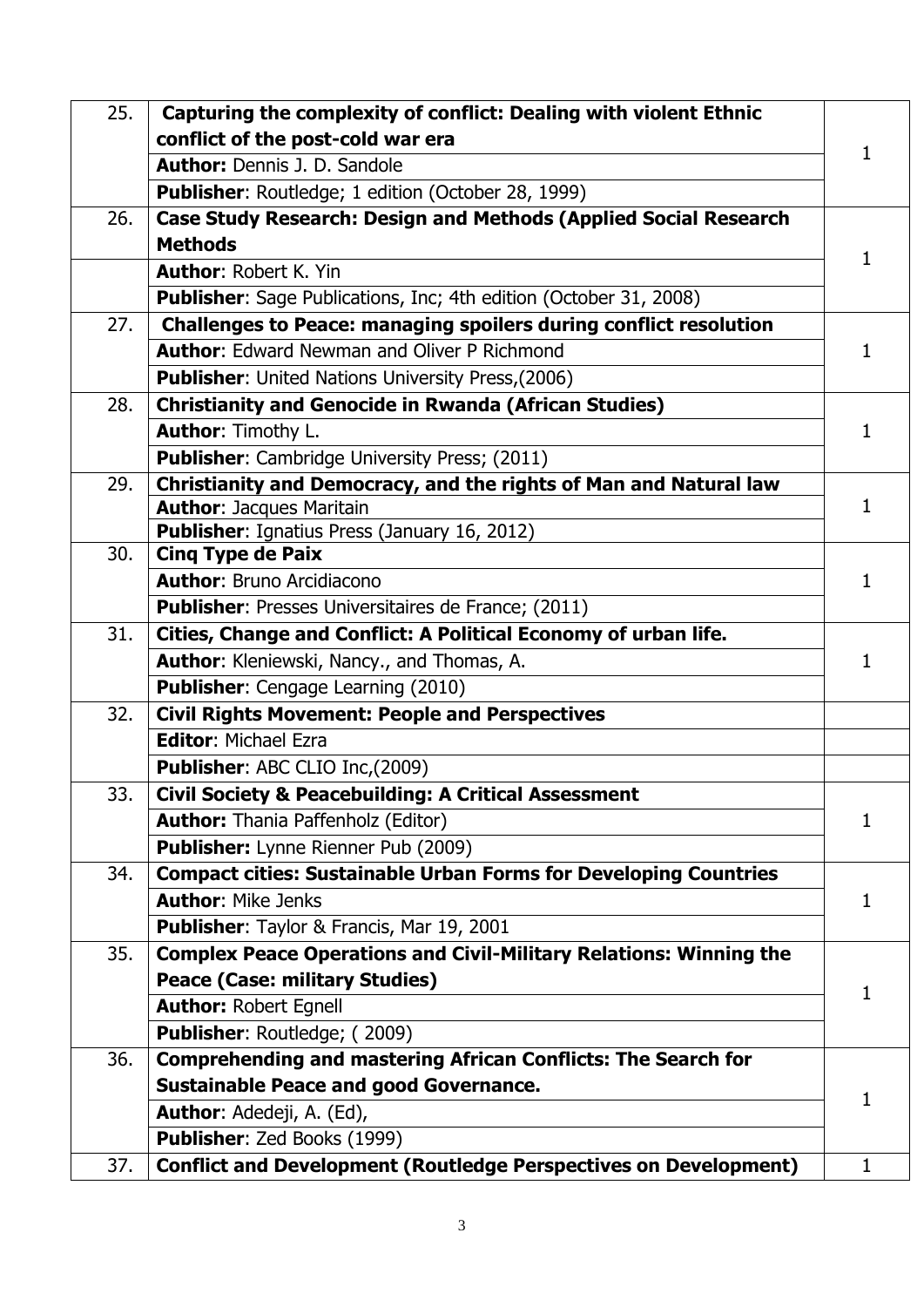| | | |
|---|---|---|
| 25. | **Capturing the complexity of conflict: Dealing with violent Ethnic conflict of the post-cold war era** | 1 |
| | **Author:** Dennis J. D. Sandole | |
| | **Publisher**: Routledge; 1 edition (October 28, 1999) | |
| 26. | **Case Study Research: Design and Methods (Applied Social Research Methods** | 1 |
| | **Author**: Robert K. Yin | |
| | **Publisher**: Sage Publications, Inc; 4th edition (October 31, 2008) | |
| 27. | **Challenges to Peace: managing spoilers during conflict resolution** | 1 |
| | **Author**: Edward Newman and Oliver P Richmond | |
| | **Publisher**: United Nations University Press,(2006) | |
| 28. | **Christianity and Genocide in Rwanda (African Studies)** | 1 |
| | **Author**: Timothy L. | |
| | **Publisher**: Cambridge University Press; (2011) | |
| 29. | **Christianity and Democracy, and the rights of Man and Natural law** | 1 |
| | **Author**: Jacques Maritain | |
| | **Publisher**: Ignatius Press (January 16, 2012) | |
| 30. | **Cinq Type de Paix** | 1 |
| | **Author**: Bruno Arcidiacono | |
| | **Publisher**: Presses Universitaires de France; (2011) | |
| 31. | **Cities, Change and Conflict: A Political Economy of urban life.** | 1 |
| | **Author**: Kleniewski, Nancy., and Thomas, A. | |
| | **Publisher**: Cengage Learning (2010) | |
| 32. | **Civil Rights Movement: People and Perspectives** | |
| | **Editor**: Michael Ezra | |
| | **Publisher**: ABC CLIO Inc,(2009) | |
| 33. | **Civil Society & Peacebuilding: A Critical Assessment** | 1 |
| | **Author:** Thania Paffenholz (Editor) | |
| | **Publisher:** Lynne Rienner Pub (2009) | |
| 34. | **Compact cities: Sustainable Urban Forms for Developing Countries** | 1 |
| | **Author**: Mike Jenks | |
| | **Publisher**: Taylor & Francis, Mar 19, 2001 | |
| 35. | **Complex Peace Operations and Civil-Military Relations: Winning the Peace (Case: military Studies)** | 1 |
| | **Author:** Robert Egnell | |
| | **Publisher**: Routledge; ( 2009) | |
| 36. | **Comprehending and mastering African Conflicts: The Search for Sustainable Peace and good Governance.** | 1 |
| | **Author**: Adedeji, A. (Ed), | |
| | **Publisher**: Zed Books (1999) | |
| 37. | **Conflict and Development (Routledge Perspectives on Development)** | 1 |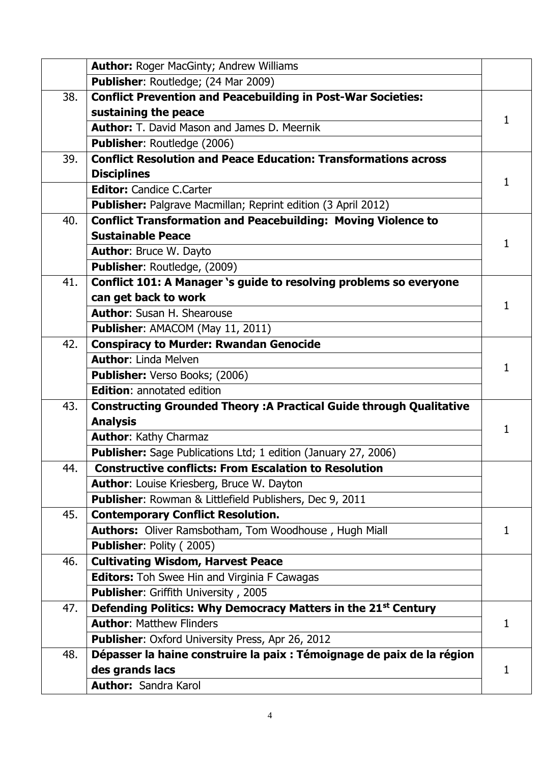| | | |
|---|---|---|
| | **Author:** Roger MacGinty; Andrew Williams | |
| | **Publisher**: Routledge; (24 Mar 2009) | |
| 38. | **Conflict Prevention and Peacebuilding in Post-War Societies: sustaining the peace** | 1 |
| | **Author:** T. David Mason and James D. Meernik | |
| | **Publisher**: Routledge (2006) | |
| 39. | **Conflict Resolution and Peace Education: Transformations across Disciplines** | 1 |
| | **Editor:** Candice C.Carter | |
| | **Publisher:** Palgrave Macmillan; Reprint edition (3 April 2012) | |
| 40. | **Conflict Transformation and Peacebuilding: Moving Violence to Sustainable Peace** | 1 |
| | **Author**: Bruce W. Dayto | |
| | **Publisher**: Routledge, (2009) | |
| 41. | **Conflict 101: A Manager 's guide to resolving problems so everyone can get back to work** | 1 |
| | **Author**: Susan H. Shearouse | |
| | **Publisher**: AMACOM (May 11, 2011) | |
| 42. | **Conspiracy to Murder: Rwandan Genocide** | 1 |
| | **Author**: Linda Melven | |
| | **Publisher:** Verso Books; (2006) | |
| | **Edition**: annotated edition | |
| 43. | **Constructing Grounded Theory :A Practical Guide through Qualitative Analysis** | 1 |
| | **Author**: Kathy Charmaz | |
| | **Publisher:** Sage Publications Ltd; 1 edition (January 27, 2006) | |
| 44. | **Constructive conflicts: From Escalation to Resolution** | |
| | **Author**: Louise Kriesberg, Bruce W. Dayton | |
| | **Publisher**: Rowman & Littlefield Publishers, Dec 9, 2011 | |
| 45. | **Contemporary Conflict Resolution.** | 1 |
| | **Authors:** Oliver Ramsbotham, Tom Woodhouse , Hugh Miall | |
| | **Publisher**: Polity ( 2005) | |
| 46. | **Cultivating Wisdom, Harvest Peace** | |
| | **Editors:** Toh Swee Hin and Virginia F Cawagas | |
| | **Publisher**: Griffith University , 2005 | |
| 47. | **Defending Politics: Why Democracy Matters in the 21st Century** | 1 |
| | **Author**: Matthew Flinders | |
| | **Publisher**: Oxford University Press, Apr 26, 2012 | |
| 48. | **Dépasser la haine construire la paix : Témoignage de paix de la région des grands lacs** | 1 |
| | **Author:** Sandra Karol | |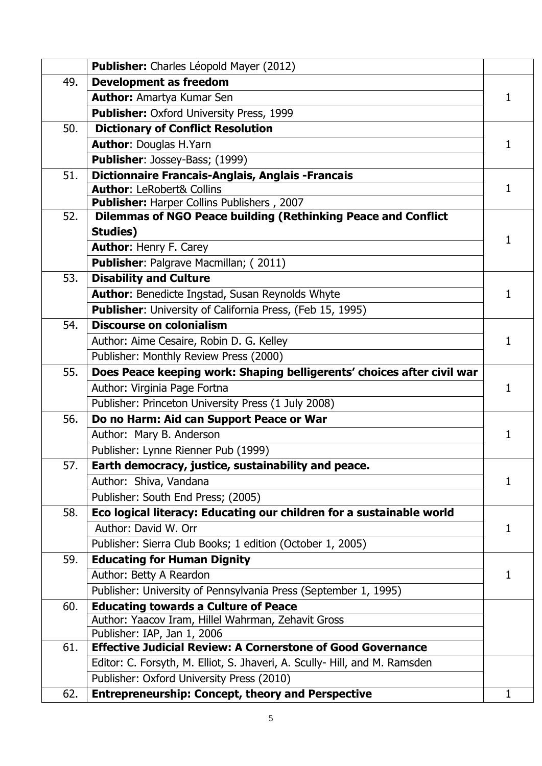| | | |
|---|---|---|
| | **Publisher:** Charles Léopold Mayer (2012) | |
| 49. | **Development as freedom** | 1 |
| | **Author:** Amartya Kumar Sen | |
| | **Publisher:** Oxford University Press, 1999 | |
| 50. | **Dictionary of Conflict Resolution** | 1 |
| | **Author**: Douglas H.Yarn | |
| | **Publisher**: Jossey-Bass; (1999) | |
| 51. | **Dictionnaire Francais-Anglais, Anglais -Francais** | 1 |
| | **Author**: LeRobert& Collins | |
| | **Publisher:** Harper Collins Publishers , 2007 | |
| 52. | **Dilemmas of NGO Peace building (Rethinking Peace and Conflict Studies)** | 1 |
| | **Author**: Henry F. Carey | |
| | **Publisher**: Palgrave Macmillan; ( 2011) | |
| 53. | **Disability and Culture** | 1 |
| | **Author**: Benedicte Ingstad, Susan Reynolds Whyte | |
| | **Publisher**: University of California Press, (Feb 15, 1995) | |
| 54. | **Discourse on colonialism** | 1 |
| | Author: Aime Cesaire, Robin D. G. Kelley | |
| | Publisher: Monthly Review Press (2000) | |
| 55. | **Does Peace keeping work: Shaping belligerents' choices after civil war** | 1 |
| | Author: Virginia Page Fortna | |
| | Publisher: Princeton University Press (1 July 2008) | |
| 56. | **Do no Harm: Aid can Support Peace or War** | 1 |
| | Author: Mary B. Anderson | |
| | Publisher: Lynne Rienner Pub (1999) | |
| 57. | **Earth democracy, justice, sustainability and peace.** | 1 |
| | Author: Shiva, Vandana | |
| | Publisher: South End Press; (2005) | |
| 58. | **Eco logical literacy: Educating our children for a sustainable world** | 1 |
| | Author: David W. Orr | |
| | Publisher: Sierra Club Books; 1 edition (October 1, 2005) | |
| 59. | **Educating for Human Dignity** | 1 |
| | Author: Betty A Reardon | |
| | Publisher: University of Pennsylvania Press (September 1, 1995) | |
| 60. | **Educating towards a Culture of Peace** | |
| | Author: Yaacov Iram, Hillel Wahrman, Zehavit Gross | |
| | Publisher: IAP, Jan 1, 2006 | |
| 61. | **Effective Judicial Review: A Cornerstone of Good Governance** | |
| | Editor: C. Forsyth, M. Elliot, S. Jhaveri, A. Scully- Hill, and M. Ramsden | |
| | Publisher: Oxford University Press (2010) | |
| 62. | **Entrepreneurship: Concept, theory and Perspective** | 1 |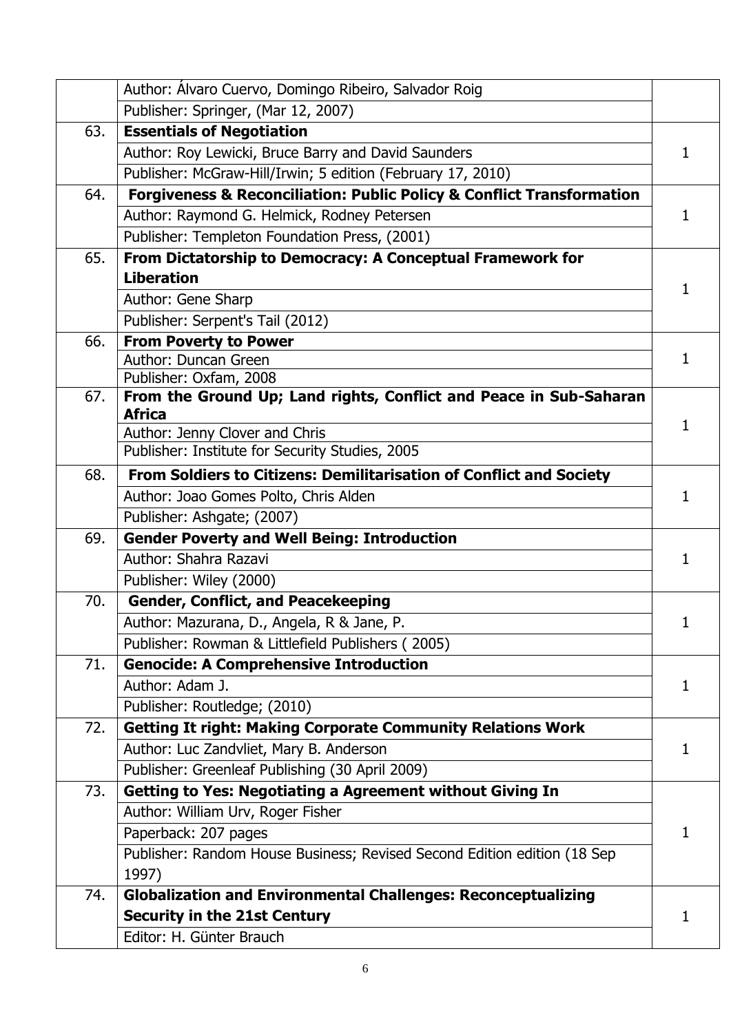| | | |
|---|---|---|
| | Author: Álvaro Cuervo, Domingo Ribeiro, Salvador Roig<br>Publisher: Springer, (Mar 12, 2007) | |
| 63. | **Essentials of Negotiation**<br>Author: Roy Lewicki, Bruce Barry and David Saunders<br>Publisher: McGraw-Hill/Irwin; 5 edition (February 17, 2010) | 1 |
| 64. | **Forgiveness & Reconciliation: Public Policy & Conflict Transformation**<br>Author: Raymond G. Helmick, Rodney Petersen<br>Publisher: Templeton Foundation Press, (2001) | 1 |
| 65. | **From Dictatorship to Democracy: A Conceptual Framework for Liberation**<br>Author: Gene Sharp<br>Publisher: Serpent's Tail (2012) | 1 |
| 66. | **From Poverty to Power**<br>Author: Duncan Green<br>Publisher: Oxfam, 2008 | 1 |
| 67. | **From the Ground Up; Land rights, Conflict and Peace in Sub-Saharan Africa**<br>Author: Jenny Clover and Chris<br>Publisher: Institute for Security Studies, 2005 | 1 |
| 68. | **From Soldiers to Citizens: Demilitarisation of Conflict and Society**<br>Author: Joao Gomes Polto, Chris Alden<br>Publisher: Ashgate; (2007) | 1 |
| 69. | **Gender Poverty and Well Being: Introduction**<br>Author: Shahra Razavi<br>Publisher: Wiley (2000) | 1 |
| 70. | **Gender, Conflict, and Peacekeeping**<br>Author: Mazurana, D., Angela, R & Jane, P.<br>Publisher: Rowman & Littlefield Publishers ( 2005) | 1 |
| 71. | **Genocide: A Comprehensive Introduction**<br>Author: Adam J.<br>Publisher: Routledge; (2010) | 1 |
| 72. | **Getting It right: Making Corporate Community Relations Work**<br>Author: Luc Zandvliet, Mary B. Anderson<br>Publisher: Greenleaf Publishing (30 April 2009) | 1 |
| 73. | **Getting to Yes: Negotiating a Agreement without Giving In**<br>Author: William Urv, Roger Fisher<br>Paperback: 207 pages<br>Publisher: Random House Business; Revised Second Edition edition (18 Sep 1997) | 1 |
| 74. | **Globalization and Environmental Challenges: Reconceptualizing Security in the 21st Century**<br>Editor: H. Günter Brauch | 1 |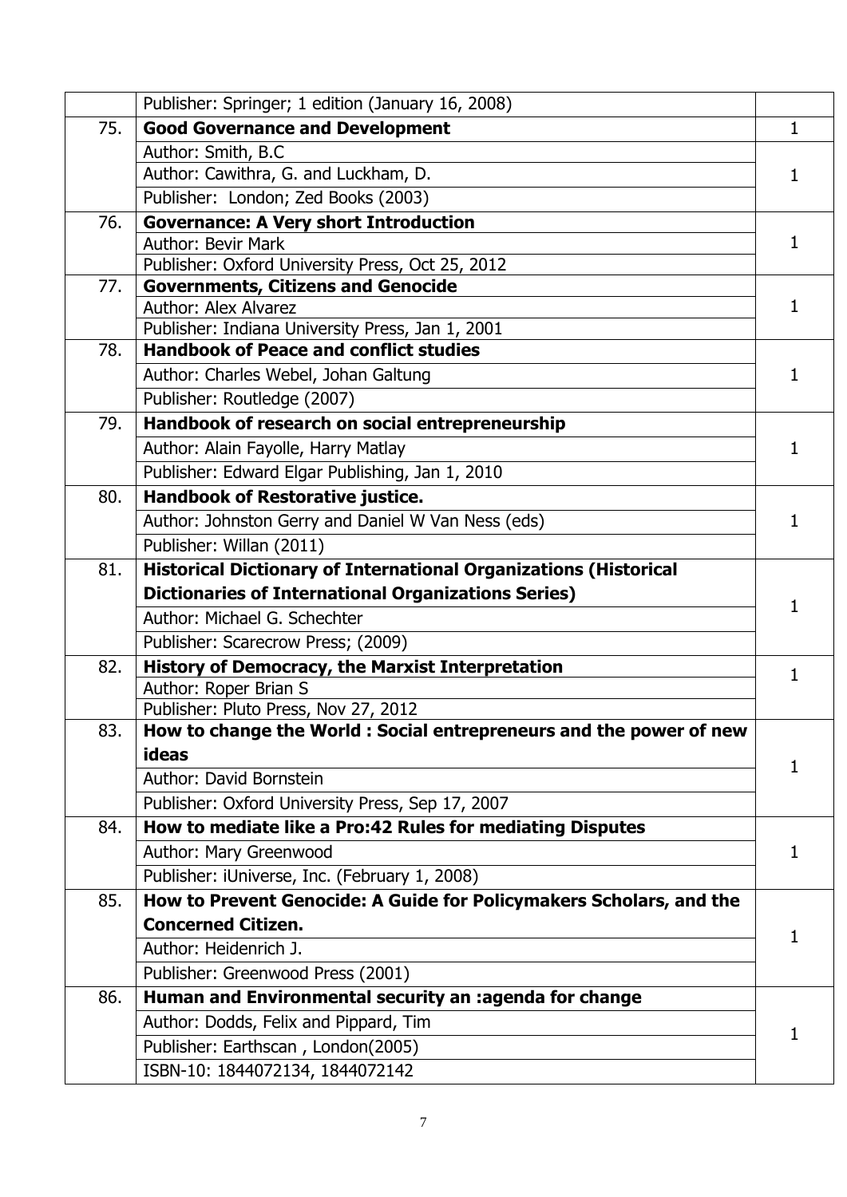| | | |
|---|---|---|
| | Publisher: Springer; 1 edition (January 16, 2008) | |
| 75. | **Good Governance and Development** | 1 |
| | Author: Smith, B.C | 1 |
| | Author: Cawithra, G. and Luckham, D. | |
| | Publisher: London; Zed Books (2003) | |
| 76. | **Governance: A Very short Introduction** | 1 |
| | Author: Bevir Mark | |
| | Publisher: Oxford University Press, Oct 25, 2012 | |
| 77. | **Governments, Citizens and Genocide** | 1 |
| | Author: Alex Alvarez | |
| | Publisher: Indiana University Press, Jan 1, 2001 | |
| 78. | **Handbook of Peace and conflict studies** | 1 |
| | Author: Charles Webel, Johan Galtung | |
| | Publisher: Routledge (2007) | |
| 79. | **Handbook of research on social entrepreneurship** | 1 |
| | Author: Alain Fayolle, Harry Matlay | |
| | Publisher: Edward Elgar Publishing, Jan 1, 2010 | |
| 80. | **Handbook of Restorative justice.** | 1 |
| | Author: Johnston Gerry and Daniel W Van Ness (eds) | |
| | Publisher: Willan (2011) | |
| 81. | **Historical Dictionary of International Organizations (Historical Dictionaries of International Organizations Series)** | 1 |
| | Author: Michael G. Schechter | |
| | Publisher: Scarecrow Press; (2009) | |
| 82. | **History of Democracy, the Marxist Interpretation** | 1 |
| | Author: Roper Brian S | |
| | Publisher: Pluto Press, Nov 27, 2012 | |
| 83. | **How to change the World : Social entrepreneurs and the power of new ideas** | 1 |
| | Author: David Bornstein | |
| | Publisher: Oxford University Press, Sep 17, 2007 | |
| 84. | **How to mediate like a Pro:42 Rules for mediating Disputes** | 1 |
| | Author: Mary Greenwood | |
| | Publisher: iUniverse, Inc. (February 1, 2008) | |
| 85. | **How to Prevent Genocide: A Guide for Policymakers Scholars, and the Concerned Citizen.** | 1 |
| | Author: Heidenrich J. | |
| | Publisher: Greenwood Press (2001) | |
| 86. | **Human and Environmental security an :agenda for change** | 1 |
| | Author: Dodds, Felix and Pippard, Tim | |
| | Publisher: Earthscan , London(2005) | |
| | ISBN-10: 1844072134, 1844072142 | |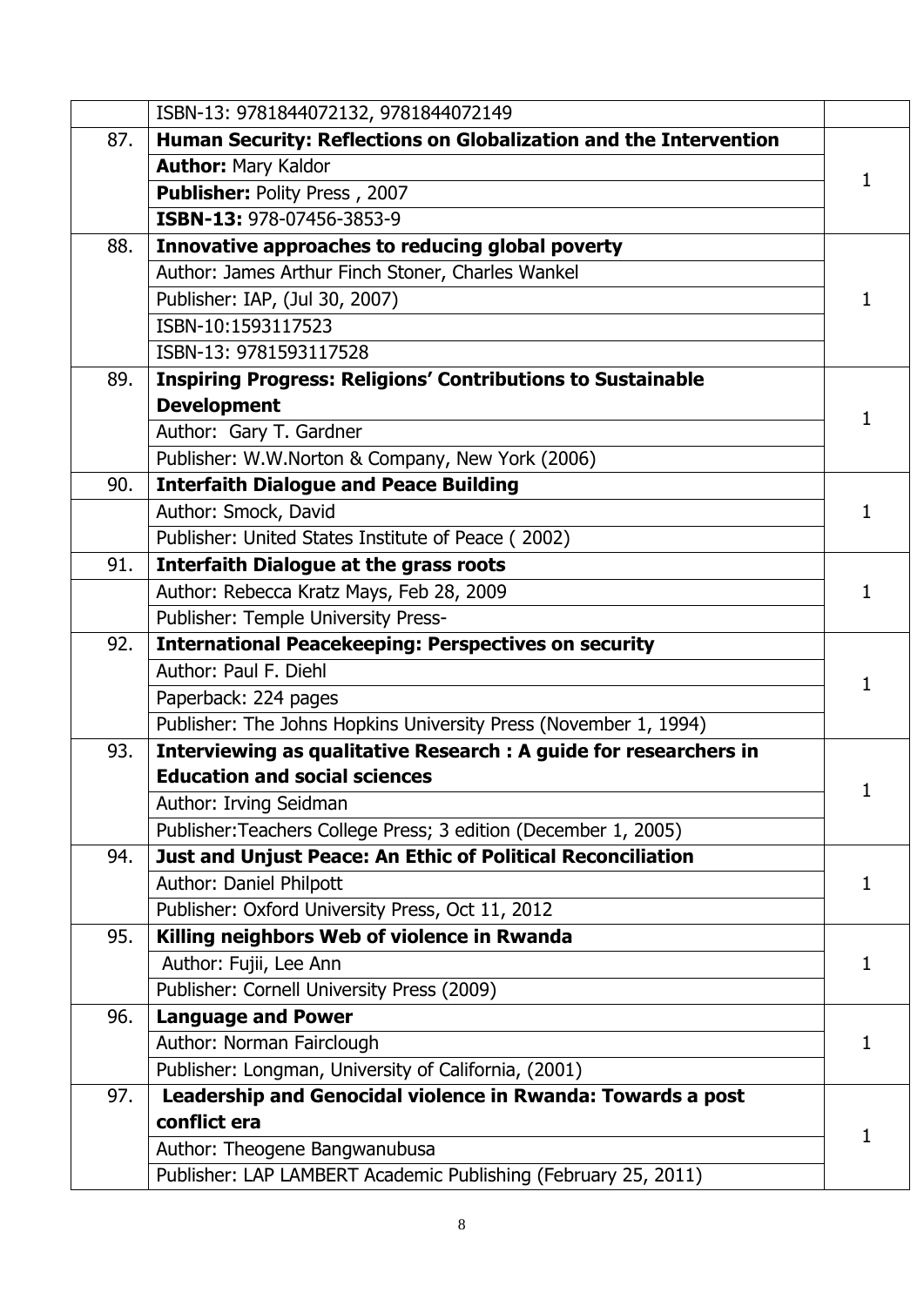| | | |
|---|---|---|
| | ISBN-13: 9781844072132, 9781844072149 | |
| 87. | **Human Security: Reflections on Globalization and the Intervention**<br>**Author:** Mary Kaldor<br>**Publisher:** Polity Press , 2007<br>**ISBN-13:** 978-07456-3853-9 | 1 |
| 88. | **Innovative approaches to reducing global poverty**<br>Author: James Arthur Finch Stoner, Charles Wankel<br>Publisher: IAP, (Jul 30, 2007)<br>ISBN-10:1593117523<br>ISBN-13: 9781593117528 | 1 |
| 89. | **Inspiring Progress: Religions' Contributions to Sustainable Development**<br>Author: Gary T. Gardner<br>Publisher: W.W.Norton & Company, New York (2006) | 1 |
| 90. | **Interfaith Dialogue and Peace Building**<br>Author: Smock, David<br>Publisher: United States Institute of Peace ( 2002) | 1 |
| 91. | **Interfaith Dialogue at the grass roots**<br>Author: Rebecca Kratz Mays, Feb 28, 2009<br>Publisher: Temple University Press- | 1 |
| 92. | **International Peacekeeping: Perspectives on security**<br>Author: Paul F. Diehl<br>Paperback: 224 pages<br>Publisher: The Johns Hopkins University Press (November 1, 1994) | 1 |
| 93. | **Interviewing as qualitative Research : A guide for researchers in Education and social sciences**<br>Author: Irving Seidman<br>Publisher:Teachers College Press; 3 edition (December 1, 2005) | 1 |
| 94. | **Just and Unjust Peace: An Ethic of Political Reconciliation**<br>Author: Daniel Philpott<br>Publisher: Oxford University Press, Oct 11, 2012 | 1 |
| 95. | **Killing neighbors Web of violence in Rwanda**<br>Author: Fujii, Lee Ann<br>Publisher: Cornell University Press (2009) | 1 |
| 96. | **Language and Power**<br>Author: Norman Fairclough<br>Publisher: Longman, University of California, (2001) | 1 |
| 97. | **Leadership and Genocidal violence in Rwanda: Towards a post conflict era**<br>Author: Theogene Bangwanubusa<br>Publisher: LAP LAMBERT Academic Publishing (February 25, 2011) | 1 |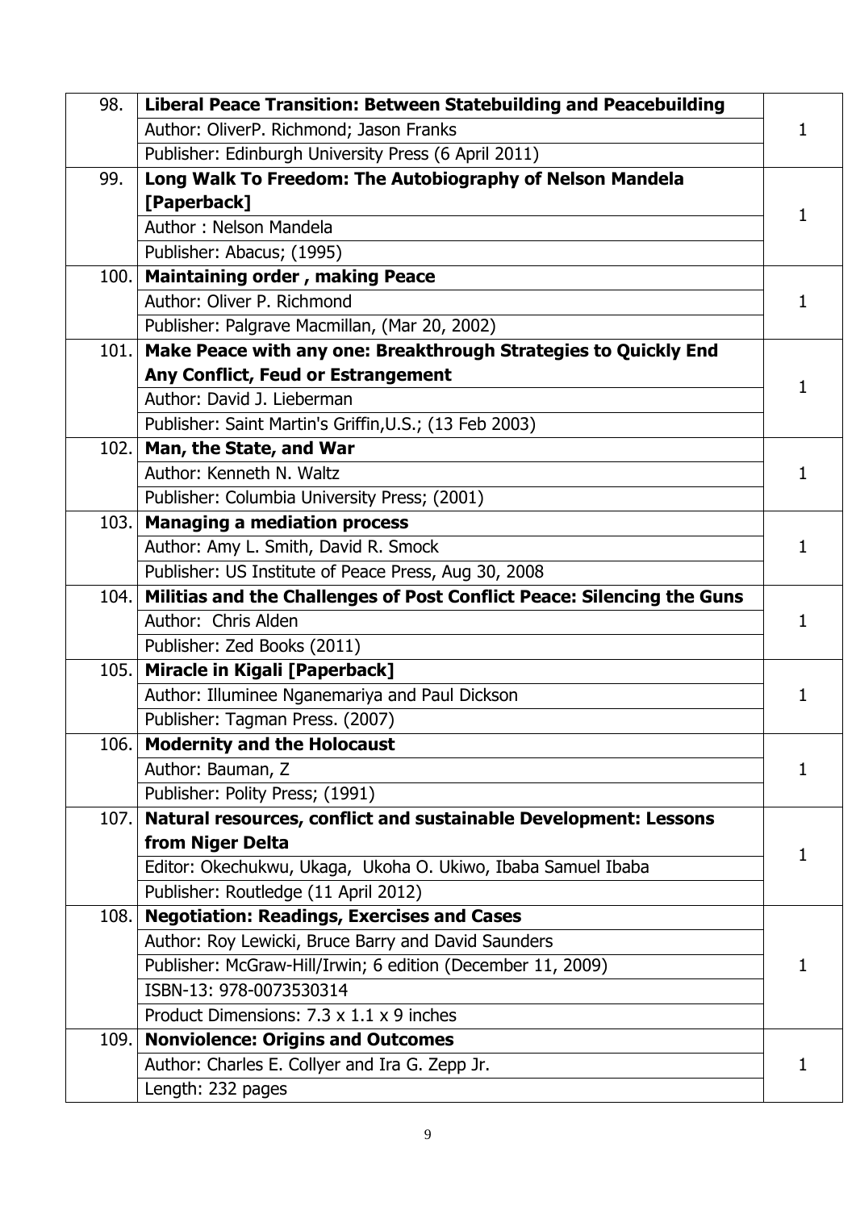| | | |
|---|---|---|
| 98. | **Liberal Peace Transition: Between Statebuilding and Peacebuilding** | 1 |
| | Author: OliverP. Richmond; Jason Franks | |
| | Publisher: Edinburgh University Press (6 April 2011) | |
| 99. | **Long Walk To Freedom: The Autobiography of Nelson Mandela [Paperback]** | 1 |
| | Author : Nelson Mandela | |
| | Publisher: Abacus; (1995) | |
| 100. | **Maintaining order , making Peace** | 1 |
| | Author: Oliver P. Richmond | |
| | Publisher: Palgrave Macmillan, (Mar 20, 2002) | |
| 101. | **Make Peace with any one: Breakthrough Strategies to Quickly End Any Conflict, Feud or Estrangement** | 1 |
| | Author: David J. Lieberman | |
| | Publisher: Saint Martin's Griffin,U.S.; (13 Feb 2003) | |
| 102. | **Man, the State, and War** | 1 |
| | Author: Kenneth N. Waltz | |
| | Publisher: Columbia University Press; (2001) | |
| 103. | **Managing a mediation process** | 1 |
| | Author: Amy L. Smith, David R. Smock | |
| | Publisher: US Institute of Peace Press, Aug 30, 2008 | |
| 104. | **Militias and the Challenges of Post Conflict Peace: Silencing the Guns** | 1 |
| | Author: Chris Alden | |
| | Publisher: Zed Books (2011) | |
| 105. | **Miracle in Kigali [Paperback]** | 1 |
| | Author: Illuminee Nganemariya and Paul Dickson | |
| | Publisher: Tagman Press. (2007) | |
| 106. | **Modernity and the Holocaust** | 1 |
| | Author: Bauman, Z | |
| | Publisher: Polity Press; (1991) | |
| 107. | **Natural resources, conflict and sustainable Development: Lessons from Niger Delta** | 1 |
| | Editor: Okechukwu, Ukaga, Ukoha O. Ukiwo, Ibaba Samuel Ibaba | |
| | Publisher: Routledge (11 April 2012) | |
| 108. | **Negotiation: Readings, Exercises and Cases** | 1 |
| | Author: Roy Lewicki, Bruce Barry and David Saunders | |
| | Publisher: McGraw-Hill/Irwin; 6 edition (December 11, 2009) | |
| | ISBN-13: 978-0073530314 | |
| | Product Dimensions: 7.3 x 1.1 x 9 inches | |
| 109. | **Nonviolence: Origins and Outcomes** | 1 |
| | Author: Charles E. Collyer and Ira G. Zepp Jr. | |
| | Length: 232 pages | |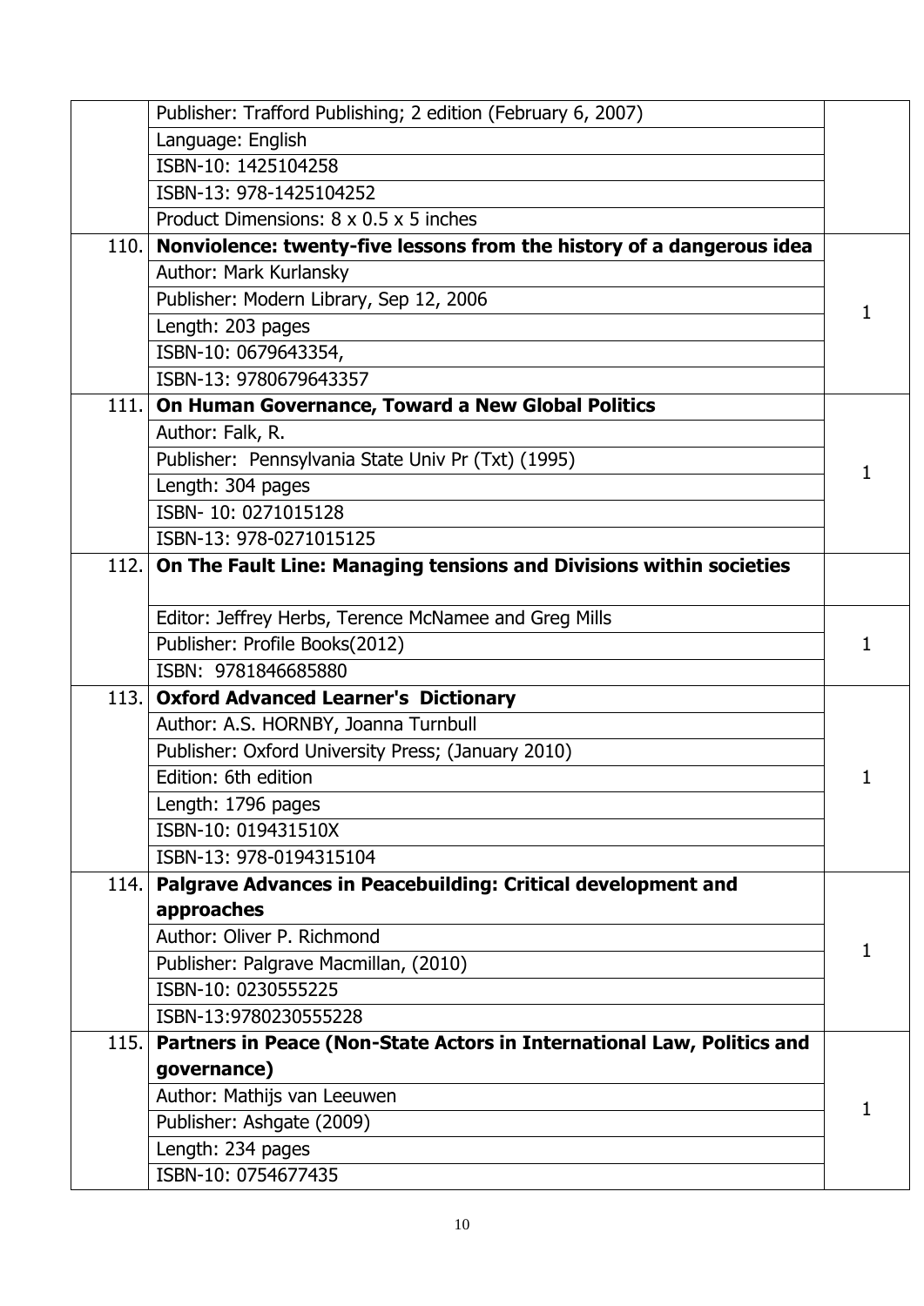| | | |
|---|---|---|
| | Publisher: Trafford Publishing; 2 edition (February 6, 2007) | |
| | Language: English | |
| | ISBN-10: 1425104258 | |
| | ISBN-13: 978-1425104252 | |
| | Product Dimensions: 8 x 0.5 x 5 inches | |
| 110. | **Nonviolence: twenty-five lessons from the history of a dangerous idea** | 1 |
| | Author: Mark Kurlansky | |
| | Publisher: Modern Library, Sep 12, 2006 | |
| | Length: 203 pages | |
| | ISBN-10: 0679643354, | |
| | ISBN-13: 9780679643357 | |
| 111. | **On Human Governance, Toward a New Global Politics** | 1 |
| | Author: Falk, R. | |
| | Publisher: Pennsylvania State Univ Pr (Txt) (1995) | |
| | Length: 304 pages | |
| | ISBN- 10: 0271015128 | |
| | ISBN-13: 978-0271015125 | |
| 112. | **On The Fault Line: Managing tensions and Divisions within societies** | |
| | Editor: Jeffrey Herbs, Terence McNamee and Greg Mills | 1 |
| | Publisher: Profile Books(2012) | |
| | ISBN: 9781846685880 | |
| 113. | **Oxford Advanced Learner's Dictionary** | 1 |
| | Author: A.S. HORNBY, Joanna Turnbull | |
| | Publisher: Oxford University Press; (January 2010) | |
| | Edition: 6th edition | |
| | Length: 1796 pages | |
| | ISBN-10: 019431510X | |
| | ISBN-13: 978-0194315104 | |
| 114. | **Palgrave Advances in Peacebuilding: Critical development and approaches** | 1 |
| | Author: Oliver P. Richmond | |
| | Publisher: Palgrave Macmillan, (2010) | |
| | ISBN-10: 0230555225 | |
| | ISBN-13:9780230555228 | |
| 115. | **Partners in Peace (Non-State Actors in International Law, Politics and governance)** | 1 |
| | Author: Mathijs van Leeuwen | |
| | Publisher: Ashgate (2009) | |
| | Length: 234 pages | |
| | ISBN-10: 0754677435 | |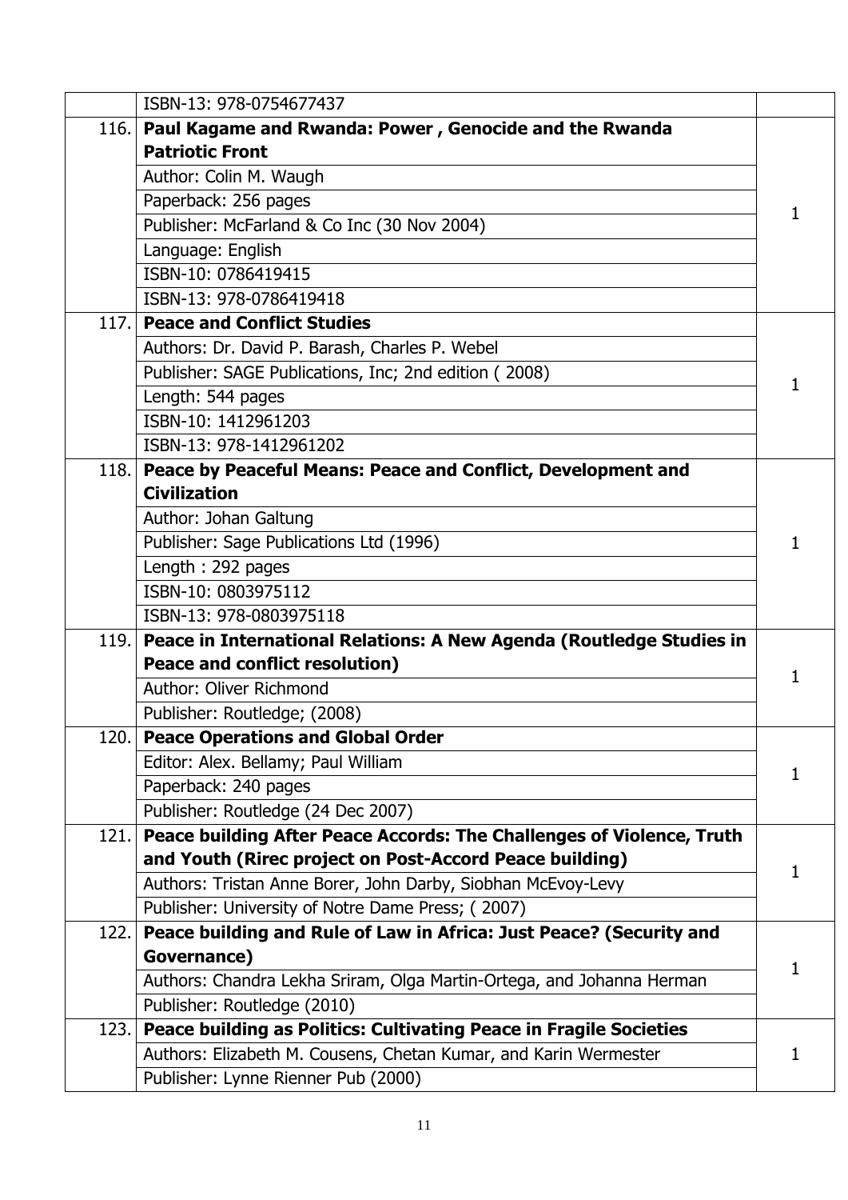| | | |
|---|---|---|
| | ISBN-13: 978-0754677437 | |
| 116. | **Paul Kagame and Rwanda: Power , Genocide and the Rwanda Patriotic Front**<br>Author: Colin M. Waugh<br>Paperback: 256 pages<br>Publisher: McFarland & Co Inc (30 Nov 2004)<br>Language: English<br>ISBN-10: 0786419415<br>ISBN-13: 978-0786419418 | 1 |
| 117. | **Peace and Conflict Studies**<br>Authors: Dr. David P. Barash, Charles P. Webel<br>Publisher: SAGE Publications, Inc; 2nd edition ( 2008)<br>Length: 544 pages<br>ISBN-10: 1412961203<br>ISBN-13: 978-1412961202 | 1 |
| 118. | **Peace by Peaceful Means: Peace and Conflict, Development and Civilization**<br>Author: Johan Galtung<br>Publisher: Sage Publications Ltd (1996)<br>Length : 292 pages<br>ISBN-10: 0803975112<br>ISBN-13: 978-0803975118 | 1 |
| 119. | **Peace in International Relations: A New Agenda (Routledge Studies in Peace and conflict resolution)**<br>Author: Oliver Richmond<br>Publisher: Routledge; (2008) | 1 |
| 120. | **Peace Operations and Global Order**<br>Editor: Alex. Bellamy; Paul William<br>Paperback: 240 pages<br>Publisher: Routledge (24 Dec 2007) | 1 |
| 121. | **Peace building After Peace Accords: The Challenges of Violence, Truth and Youth (Rirec project on Post-Accord Peace building)**<br>Authors: Tristan Anne Borer, John Darby, Siobhan McEvoy-Levy<br>Publisher: University of Notre Dame Press; ( 2007) | 1 |
| 122. | **Peace building and Rule of Law in Africa: Just Peace? (Security and Governance)**<br>Authors: Chandra Lekha Sriram, Olga Martin-Ortega, and Johanna Herman<br>Publisher: Routledge (2010) | 1 |
| 123. | **Peace building as Politics: Cultivating Peace in Fragile Societies**<br>Authors: Elizabeth M. Cousens, Chetan Kumar, and Karin Wermester<br>Publisher: Lynne Rienner Pub (2000) | 1 |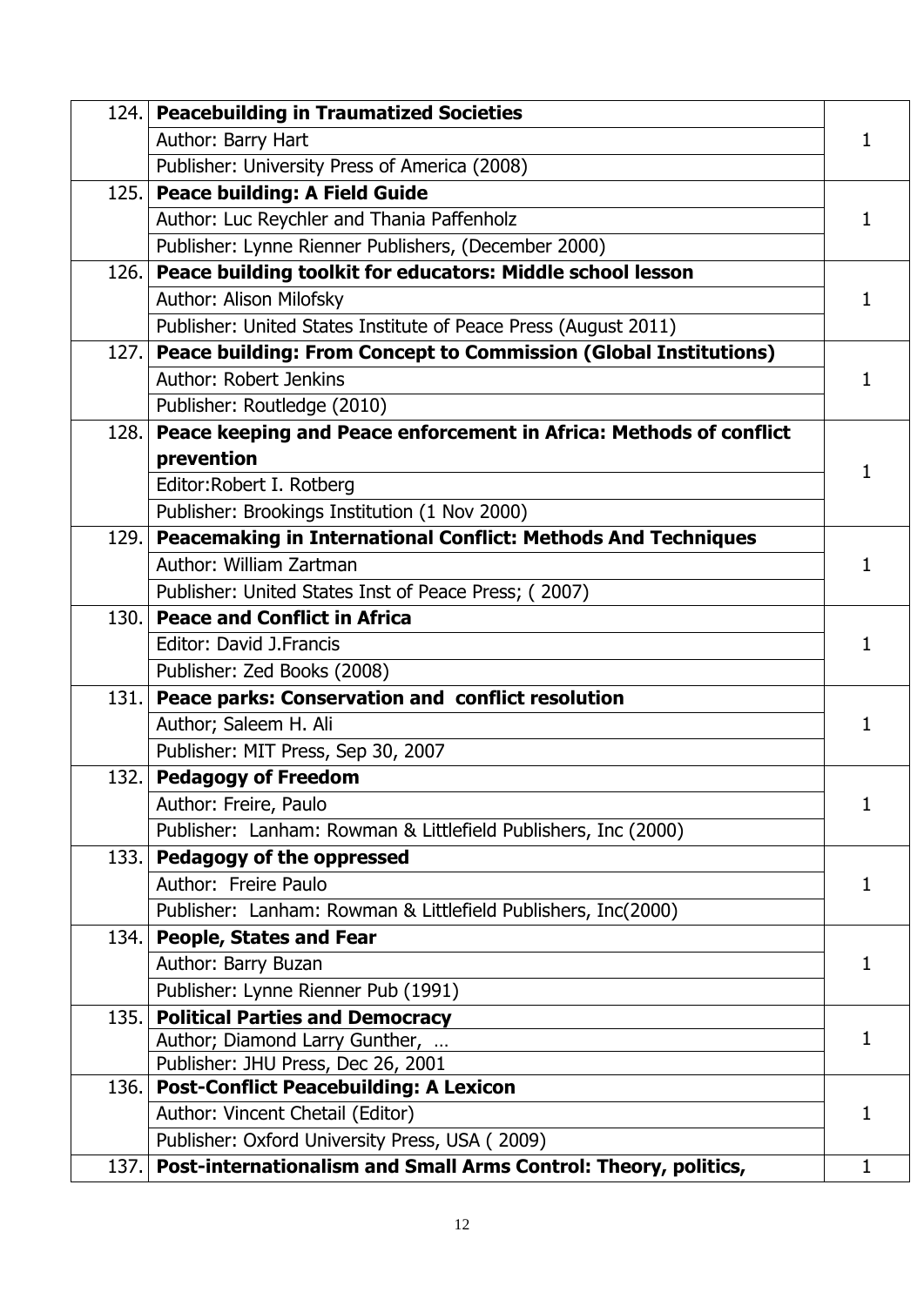| | | |
|---|---|---|
| 124. | **Peacebuilding in Traumatized Societies**<br>Author: Barry Hart<br>Publisher: University Press of America (2008) | 1 |
| 125. | **Peace building: A Field Guide**<br>Author: Luc Reychler and Thania Paffenholz<br>Publisher: Lynne Rienner Publishers, (December 2000) | 1 |
| 126. | **Peace building toolkit for educators: Middle school lesson**<br>Author: Alison Milofsky<br>Publisher: United States Institute of Peace Press (August 2011) | 1 |
| 127. | **Peace building: From Concept to Commission (Global Institutions)**<br>Author: Robert Jenkins<br>Publisher: Routledge (2010) | 1 |
| 128. | **Peace keeping and Peace enforcement in Africa: Methods of conflict prevention**<br>Editor:Robert I. Rotberg<br>Publisher: Brookings Institution (1 Nov 2000) | 1 |
| 129. | **Peacemaking in International Conflict: Methods And Techniques**<br>Author: William Zartman<br>Publisher: United States Inst of Peace Press; ( 2007) | 1 |
| 130. | **Peace and Conflict in Africa**<br>Editor: David J.Francis<br>Publisher: Zed Books (2008) | 1 |
| 131. | **Peace parks: Conservation and conflict resolution**<br>Author; Saleem H. Ali<br>Publisher: MIT Press, Sep 30, 2007 | 1 |
| 132. | **Pedagogy of Freedom**<br>Author: Freire, Paulo<br>Publisher: Lanham: Rowman & Littlefield Publishers, Inc (2000) | 1 |
| 133. | **Pedagogy of the oppressed**<br>Author: Freire Paulo<br>Publisher: Lanham: Rowman & Littlefield Publishers, Inc(2000) | 1 |
| 134. | **People, States and Fear**<br>Author: Barry Buzan<br>Publisher: Lynne Rienner Pub (1991) | 1 |
| 135. | **Political Parties and Democracy**<br>Author; Diamond Larry Gunther, …<br>Publisher: JHU Press, Dec 26, 2001 | 1 |
| 136. | **Post-Conflict Peacebuilding: A Lexicon**<br>Author: Vincent Chetail (Editor)<br>Publisher: Oxford University Press, USA ( 2009) | 1 |
| 137. | **Post-internationalism and Small Arms Control: Theory, politics,** | 1 |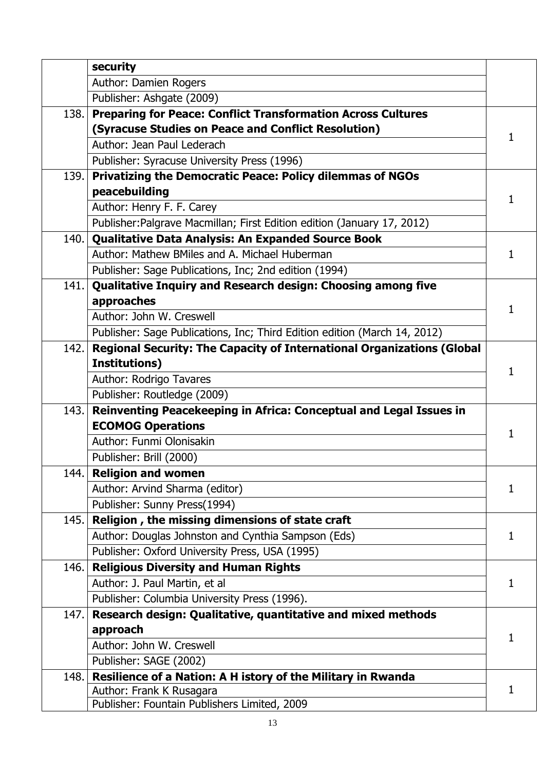| | | |
|---|---|---|
| | **security**<br>Author: Damien Rogers<br>Publisher: Ashgate (2009) | |
| 138. | **Preparing for Peace: Conflict Transformation Across Cultures (Syracuse Studies on Peace and Conflict Resolution)**<br>Author: Jean Paul Lederach<br>Publisher: Syracuse University Press (1996) | 1 |
| 139. | **Privatizing the Democratic Peace: Policy dilemmas of NGOs peacebuilding**<br>Author: Henry F. F. Carey<br>Publisher:Palgrave Macmillan; First Edition edition (January 17, 2012) | 1 |
| 140. | **Qualitative Data Analysis: An Expanded Source Book**<br>Author: Mathew BMiles and A. Michael Huberman<br>Publisher: Sage Publications, Inc; 2nd edition (1994) | 1 |
| 141. | **Qualitative Inquiry and Research design: Choosing among five approaches**<br>Author: John W. Creswell<br>Publisher: Sage Publications, Inc; Third Edition edition (March 14, 2012) | 1 |
| 142. | **Regional Security: The Capacity of International Organizations (Global Institutions)**<br>Author: Rodrigo Tavares<br>Publisher: Routledge (2009) | 1 |
| 143. | **Reinventing Peacekeeping in Africa: Conceptual and Legal Issues in ECOMOG Operations**<br>Author: Funmi Olonisakin<br>Publisher: Brill (2000) | 1 |
| 144. | **Religion and women**<br>Author: Arvind Sharma (editor)<br>Publisher: Sunny Press(1994) | 1 |
| 145. | **Religion , the missing dimensions of state craft**<br>Author: Douglas Johnston and Cynthia Sampson (Eds)<br>Publisher: Oxford University Press, USA (1995) | 1 |
| 146. | **Religious Diversity and Human Rights**<br>Author: J. Paul Martin, et al<br>Publisher: Columbia University Press (1996). | 1 |
| 147. | **Research design: Qualitative, quantitative and mixed methods approach**<br>Author: John W. Creswell<br>Publisher: SAGE (2002) | 1 |
| 148. | **Resilience of a Nation: A H istory of the Military in Rwanda**<br>Author: Frank K Rusagara<br>Publisher: Fountain Publishers Limited, 2009 | 1 |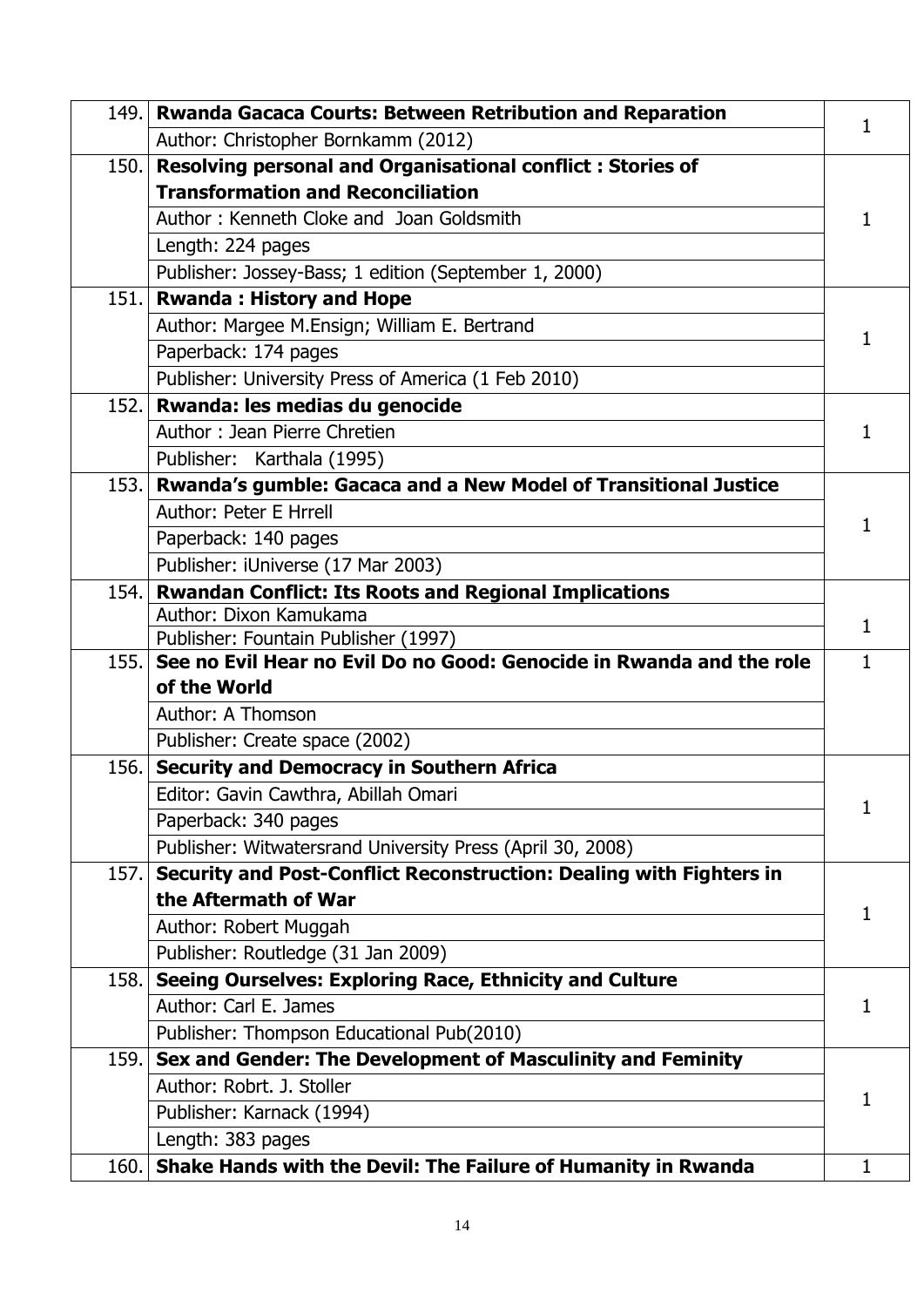| | | |
|---|---|---|
| 149. | **Rwanda Gacaca Courts: Between Retribution and Reparation** | 1 |
| | Author: Christopher Bornkamm (2012) | |
| 150. | **Resolving personal and Organisational conflict : Stories of Transformation and Reconciliation** | 1 |
| | Author : Kenneth Cloke and Joan Goldsmith | |
| | Length: 224 pages | |
| | Publisher: Jossey-Bass; 1 edition (September 1, 2000) | |
| 151. | **Rwanda : History and Hope** | 1 |
| | Author: Margee M.Ensign; William E. Bertrand | |
| | Paperback: 174 pages | |
| | Publisher: University Press of America (1 Feb 2010) | |
| 152. | **Rwanda: les medias du genocide** | 1 |
| | Author : Jean Pierre Chretien | |
| | Publisher: Karthala (1995) | |
| 153. | **Rwanda's gumble: Gacaca and a New Model of Transitional Justice** | 1 |
| | Author: Peter E Hrrell | |
| | Paperback: 140 pages | |
| | Publisher: iUniverse (17 Mar 2003) | |
| 154. | **Rwandan Conflict: Its Roots and Regional Implications** | 1 |
| | Author: Dixon Kamukama | |
| | Publisher: Fountain Publisher (1997) | |
| 155. | **See no Evil Hear no Evil Do no Good: Genocide in Rwanda and the role of the World** | 1 |
| | Author: A Thomson | |
| | Publisher: Create space (2002) | |
| 156. | **Security and Democracy in Southern Africa** | 1 |
| | Editor: Gavin Cawthra, Abillah Omari | |
| | Paperback: 340 pages | |
| | Publisher: Witwatersrand University Press (April 30, 2008) | |
| 157. | **Security and Post-Conflict Reconstruction: Dealing with Fighters in the Aftermath of War** | 1 |
| | Author: Robert Muggah | |
| | Publisher: Routledge (31 Jan 2009) | |
| 158. | **Seeing Ourselves: Exploring Race, Ethnicity and Culture** | 1 |
| | Author: Carl E. James | |
| | Publisher: Thompson Educational Pub(2010) | |
| 159. | **Sex and Gender: The Development of Masculinity and Feminity** | 1 |
| | Author: Robrt. J. Stoller | |
| | Publisher: Karnack (1994) | |
| | Length: 383 pages | |
| 160. | **Shake Hands with the Devil: The Failure of Humanity in Rwanda** | 1 |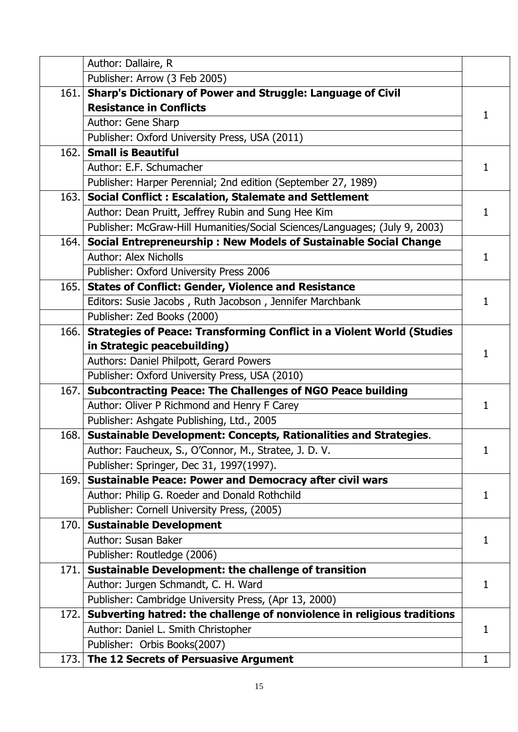| | | |
|---|---|---|
| | Author: Dallaire, R | |
| | Publisher: Arrow (3 Feb 2005) | |
| 161. | **Sharp's Dictionary of Power and Struggle: Language of Civil Resistance in Conflicts** | 1 |
| | Author: Gene Sharp | |
| | Publisher: Oxford University Press, USA (2011) | |
| 162. | **Small is Beautiful** | 1 |
| | Author: E.F. Schumacher | |
| | Publisher: Harper Perennial; 2nd edition (September 27, 1989) | |
| 163. | **Social Conflict : Escalation, Stalemate and Settlement** | 1 |
| | Author: Dean Pruitt, Jeffrey Rubin and Sung Hee Kim | |
| | Publisher: McGraw-Hill Humanities/Social Sciences/Languages; (July 9, 2003) | |
| 164. | **Social Entrepreneurship : New Models of Sustainable Social Change** | 1 |
| | Author: Alex Nicholls | |
| | Publisher: Oxford University Press 2006 | |
| 165. | **States of Conflict: Gender, Violence and Resistance** | 1 |
| | Editors: Susie Jacobs , Ruth Jacobson , Jennifer Marchbank | |
| | Publisher: Zed Books (2000) | |
| 166. | **Strategies of Peace: Transforming Conflict in a Violent World (Studies in Strategic peacebuilding)** | 1 |
| | Authors: Daniel Philpott, Gerard Powers | |
| | Publisher: Oxford University Press, USA (2010) | |
| 167. | **Subcontracting Peace: The Challenges of NGO Peace building** | 1 |
| | Author: Oliver P Richmond and Henry F Carey | |
| | Publisher: Ashgate Publishing, Ltd., 2005 | |
| 168. | **Sustainable Development: Concepts, Rationalities and Strategies**. | 1 |
| | Author: Faucheux, S., O'Connor, M., Stratee, J. D. V. | |
| | Publisher: Springer, Dec 31, 1997(1997). | |
| 169. | **Sustainable Peace: Power and Democracy after civil wars** | 1 |
| | Author: Philip G. Roeder and Donald Rothchild | |
| | Publisher: Cornell University Press, (2005) | |
| 170. | **Sustainable Development** | 1 |
| | Author: Susan Baker | |
| | Publisher: Routledge (2006) | |
| 171. | **Sustainable Development: the challenge of transition** | 1 |
| | Author: Jurgen Schmandt, C. H. Ward | |
| | Publisher: Cambridge University Press, (Apr 13, 2000) | |
| 172. | **Subverting hatred: the challenge of nonviolence in religious traditions** | 1 |
| | Author: Daniel L. Smith Christopher | |
| | Publisher: Orbis Books(2007) | |
| 173. | **The 12 Secrets of Persuasive Argument** | 1 |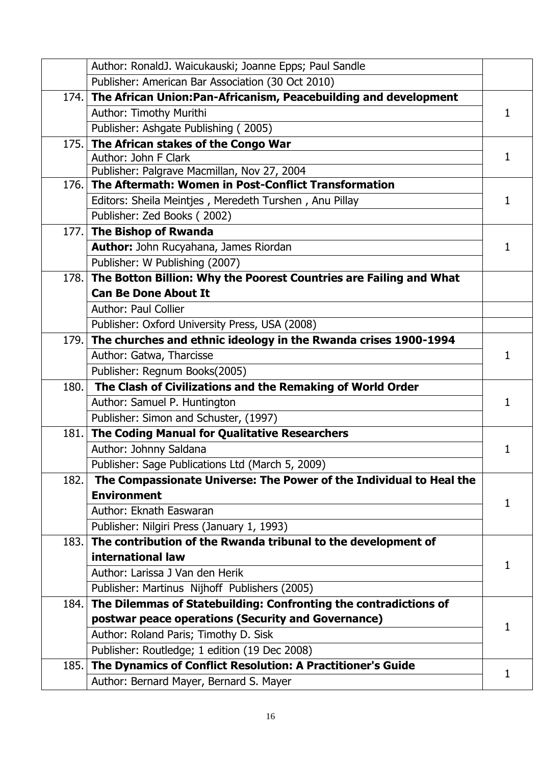| | | |
|---|---|---|
| | Author: RonaldJ. Waicukauski; Joanne Epps; Paul Sandle | |
| | Publisher: American Bar Association (30 Oct 2010) | |
| 174. | **The African Union:Pan-Africanism, Peacebuilding and development** | 1 |
| | Author: Timothy Murithi | |
| | Publisher: Ashgate Publishing ( 2005) | |
| 175. | **The African stakes of the Congo War** | 1 |
| | Author: John F Clark | |
| | Publisher: Palgrave Macmillan, Nov 27, 2004 | |
| 176. | **The Aftermath: Women in Post-Conflict Transformation** | 1 |
| | Editors: Sheila Meintjes , Meredeth Turshen , Anu Pillay | |
| | Publisher: Zed Books ( 2002) | |
| 177. | **The Bishop of Rwanda** | 1 |
| | **Author:** John Rucyahana, James Riordan | |
| | Publisher: W Publishing (2007) | |
| 178. | **The Botton Billion: Why the Poorest Countries are Failing and What Can Be Done About It** | |
| | Author: Paul Collier | |
| | Publisher: Oxford University Press, USA (2008) | |
| 179. | **The churches and ethnic ideology in the Rwanda crises 1900-1994** | 1 |
| | Author: Gatwa, Tharcisse | |
| | Publisher: Regnum Books(2005) | |
| 180. | **The Clash of Civilizations and the Remaking of World Order** | 1 |
| | Author: Samuel P. Huntington | |
| | Publisher: Simon and Schuster, (1997) | |
| 181. | **The Coding Manual for Qualitative Researchers** | 1 |
| | Author: Johnny Saldana | |
| | Publisher: Sage Publications Ltd (March 5, 2009) | |
| 182. | **The Compassionate Universe: The Power of the Individual to Heal the Environment** | 1 |
| | Author: Eknath Easwaran | |
| | Publisher: Nilgiri Press (January 1, 1993) | |
| 183. | **The contribution of the Rwanda tribunal to the development of international law** | 1 |
| | Author: Larissa J Van den Herik | |
| | Publisher: Martinus Nijhoff Publishers (2005) | |
| 184. | **The Dilemmas of Statebuilding: Confronting the contradictions of postwar peace operations (Security and Governance)** | 1 |
| | Author: Roland Paris; Timothy D. Sisk | |
| | Publisher: Routledge; 1 edition (19 Dec 2008) | |
| 185. | **The Dynamics of Conflict Resolution: A Practitioner's Guide** | 1 |
| | Author: Bernard Mayer, Bernard S. Mayer | |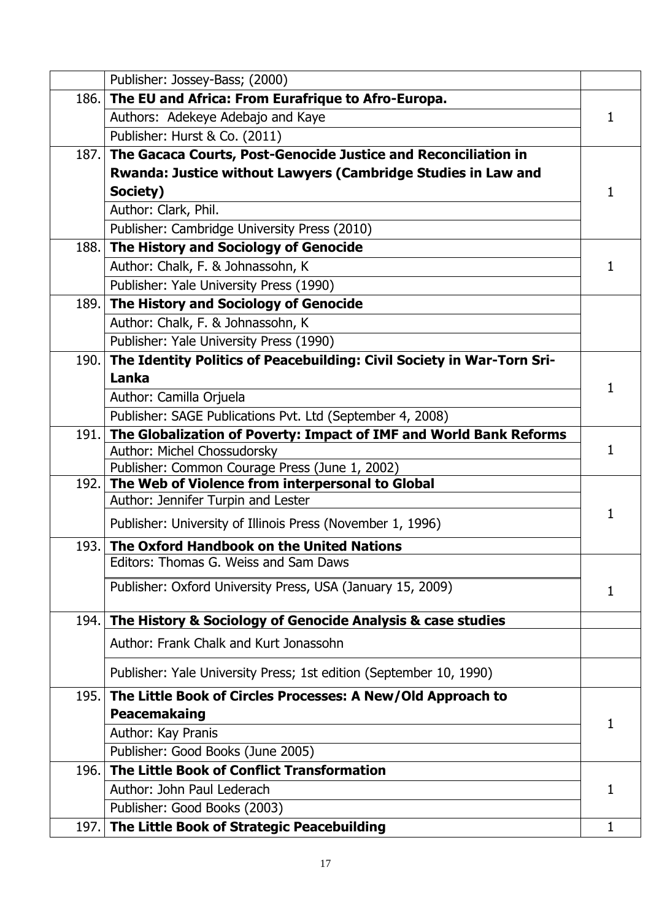| | | |
|---|---|---|
| | Publisher: Jossey-Bass; (2000) | |
| 186. | **The EU and Africa: From Eurafrique to Afro-Europa.**<br>Authors: Adekeye Adebajo and Kaye<br>Publisher: Hurst & Co. (2011) | 1 |
| 187. | **The Gacaca Courts, Post-Genocide Justice and Reconciliation in Rwanda: Justice without Lawyers (Cambridge Studies in Law and Society)**<br>Author: Clark, Phil.<br>Publisher: Cambridge University Press (2010) | 1 |
| 188. | **The History and Sociology of Genocide**<br>Author: Chalk, F. & Johnassohn, K<br>Publisher: Yale University Press (1990) | 1 |
| 189. | **The History and Sociology of Genocide**<br>Author: Chalk, F. & Johnassohn, K<br>Publisher: Yale University Press (1990) | |
| 190. | **The Identity Politics of Peacebuilding: Civil Society in War-Torn Sri-Lanka**<br>Author: Camilla Orjuela<br>Publisher: SAGE Publications Pvt. Ltd (September 4, 2008) | 1 |
| 191. | **The Globalization of Poverty: Impact of IMF and World Bank Reforms**<br>Author: Michel Chossudorsky<br>Publisher: Common Courage Press (June 1, 2002) | 1 |
| 192. | **The Web of Violence from interpersonal to Global**<br>Author: Jennifer Turpin and Lester<br>Publisher: University of Illinois Press (November 1, 1996) | 1 |
| 193. | **The Oxford Handbook on the United Nations**<br>Editors: Thomas G. Weiss and Sam Daws<br>Publisher: Oxford University Press, USA (January 15, 2009) | 1 |
| 194. | **The History & Sociology of Genocide Analysis & case studies**<br>Author: Frank Chalk and Kurt Jonassohn<br>Publisher: Yale University Press; 1st edition (September 10, 1990) | |
| 195. | **The Little Book of Circles Processes: A New/Old Approach to Peacemakaing**<br>Author: Kay Pranis<br>Publisher: Good Books (June 2005) | 1 |
| 196. | **The Little Book of Conflict Transformation**<br>Author: John Paul Lederach<br>Publisher: Good Books (2003) | 1 |
| 197. | **The Little Book of Strategic Peacebuilding** | 1 |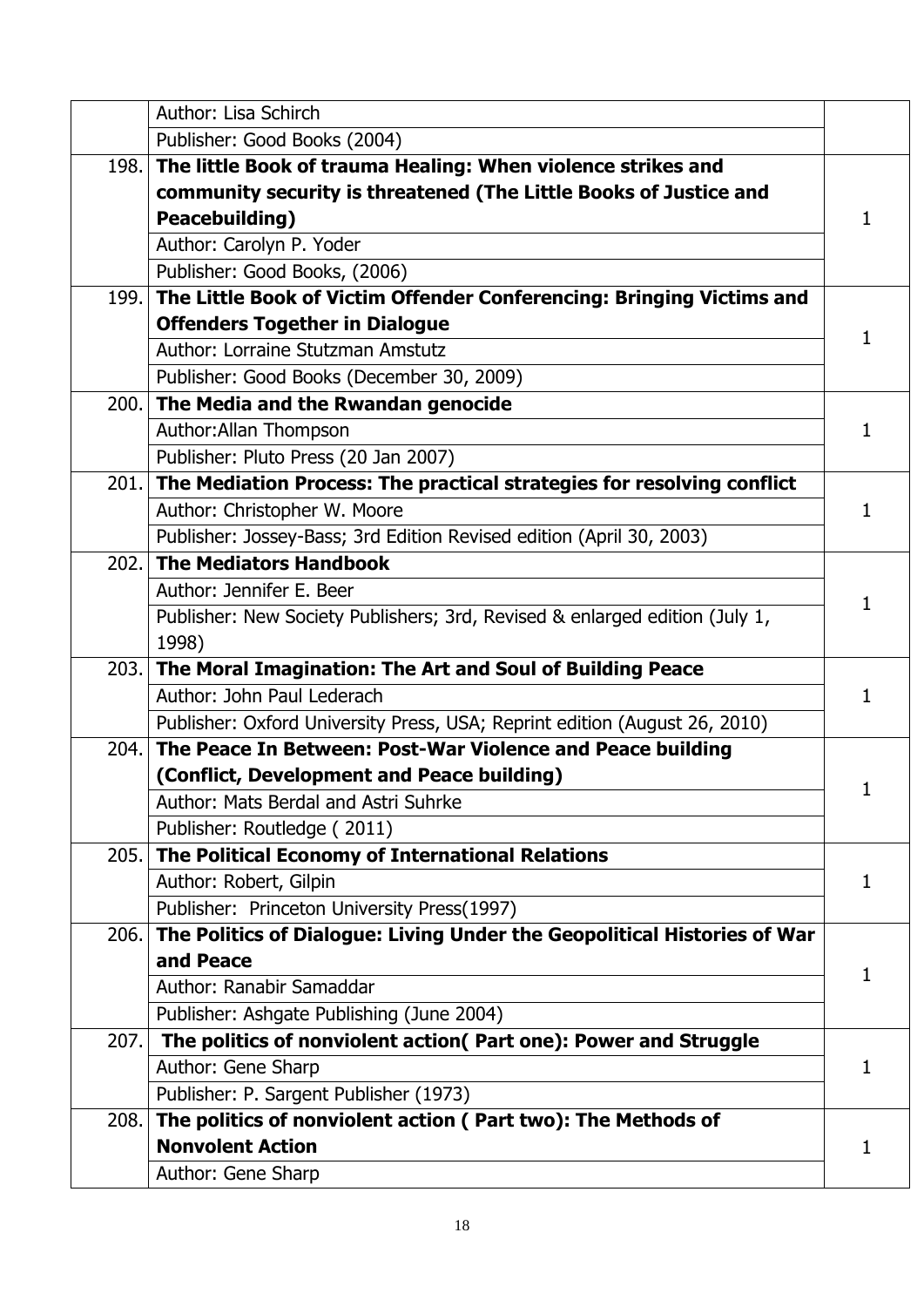| | | |
|---|---|---|
| | Author: Lisa Schirch<br>Publisher: Good Books (2004) | |
| 198. | **The little Book of trauma Healing: When violence strikes and community security is threatened (The Little Books of Justice and Peacebuilding)**<br>Author: Carolyn P. Yoder<br>Publisher: Good Books, (2006) | 1 |
| 199. | **The Little Book of Victim Offender Conferencing: Bringing Victims and Offenders Together in Dialogue**<br>Author: Lorraine Stutzman Amstutz<br>Publisher: Good Books (December 30, 2009) | 1 |
| 200. | **The Media and the Rwandan genocide**<br>Author:Allan Thompson<br>Publisher: Pluto Press (20 Jan 2007) | 1 |
| 201. | **The Mediation Process: The practical strategies for resolving conflict**<br>Author: Christopher W. Moore<br>Publisher: Jossey-Bass; 3rd Edition Revised edition (April 30, 2003) | 1 |
| 202. | **The Mediators Handbook**<br>Author: Jennifer E. Beer<br>Publisher: New Society Publishers; 3rd, Revised & enlarged edition (July 1, 1998) | 1 |
| 203. | **The Moral Imagination: The Art and Soul of Building Peace**<br>Author: John Paul Lederach<br>Publisher: Oxford University Press, USA; Reprint edition (August 26, 2010) | 1 |
| 204. | **The Peace In Between: Post-War Violence and Peace building (Conflict, Development and Peace building)**<br>Author: Mats Berdal and Astri Suhrke<br>Publisher: Routledge ( 2011) | 1 |
| 205. | **The Political Economy of International Relations**<br>Author: Robert, Gilpin<br>Publisher: Princeton University Press(1997) | 1 |
| 206. | **The Politics of Dialogue: Living Under the Geopolitical Histories of War and Peace**<br>Author: Ranabir Samaddar<br>Publisher: Ashgate Publishing (June 2004) | 1 |
| 207. | **The politics of nonviolent action( Part one): Power and Struggle**<br>Author: Gene Sharp<br>Publisher: P. Sargent Publisher (1973) | 1 |
| 208. | **The politics of nonviolent action ( Part two): The Methods of Nonvolent Action**<br>Author: Gene Sharp | 1 |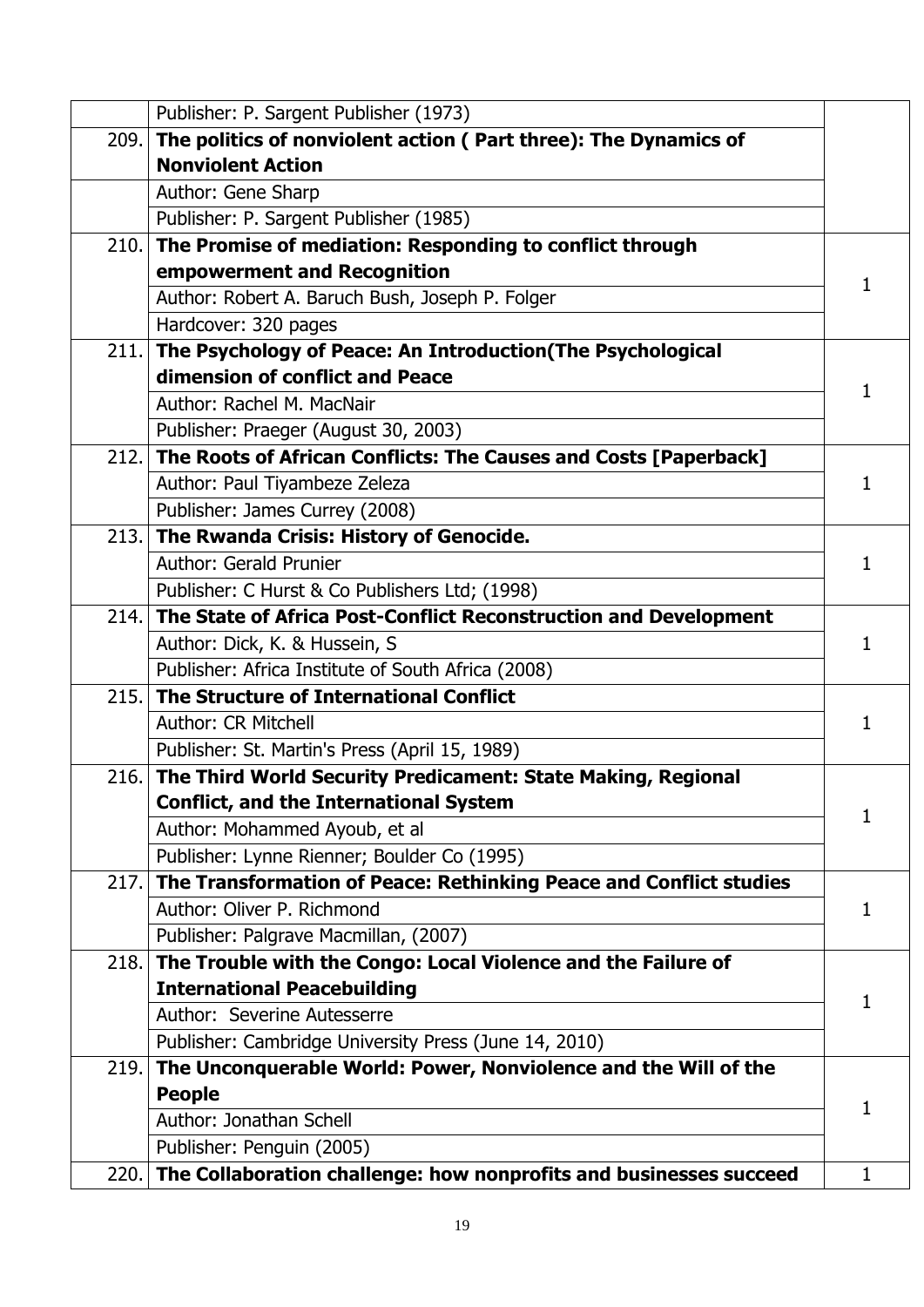| | | |
|---|---|---|
| | Publisher: P. Sargent Publisher (1973) | |
| 209. | **The politics of nonviolent action ( Part three): The Dynamics of Nonviolent Action** | |
| | Author: Gene Sharp | |
| | Publisher: P. Sargent Publisher (1985) | |
| 210. | **The Promise of mediation: Responding to conflict through empowerment and Recognition** | 1 |
| | Author: Robert A. Baruch Bush, Joseph P. Folger | |
| | Hardcover: 320 pages | |
| 211. | **The Psychology of Peace: An Introduction(The Psychological dimension of conflict and Peace** | 1 |
| | Author: Rachel M. MacNair | |
| | Publisher: Praeger (August 30, 2003) | |
| 212. | **The Roots of African Conflicts: The Causes and Costs [Paperback]** | 1 |
| | Author: Paul Tiyambeze Zeleza | |
| | Publisher: James Currey (2008) | |
| 213. | **The Rwanda Crisis: History of Genocide.** | 1 |
| | Author: Gerald Prunier | |
| | Publisher: C Hurst & Co Publishers Ltd; (1998) | |
| 214. | **The State of Africa Post-Conflict Reconstruction and Development** | 1 |
| | Author: Dick, K. & Hussein, S | |
| | Publisher: Africa Institute of South Africa (2008) | |
| 215. | **The Structure of International Conflict** | 1 |
| | Author: CR Mitchell | |
| | Publisher: St. Martin's Press (April 15, 1989) | |
| 216. | **The Third World Security Predicament: State Making, Regional Conflict, and the International System** | 1 |
| | Author: Mohammed Ayoub, et al | |
| | Publisher: Lynne Rienner; Boulder Co (1995) | |
| 217. | **The Transformation of Peace: Rethinking Peace and Conflict studies** | 1 |
| | Author: Oliver P. Richmond | |
| | Publisher: Palgrave Macmillan, (2007) | |
| 218. | **The Trouble with the Congo: Local Violence and the Failure of International Peacebuilding** | 1 |
| | Author: Severine Autesserre | |
| | Publisher: Cambridge University Press (June 14, 2010) | |
| 219. | **The Unconquerable World: Power, Nonviolence and the Will of the People** | 1 |
| | Author: Jonathan Schell | |
| | Publisher: Penguin (2005) | |
| 220. | **The Collaboration challenge: how nonprofits and businesses succeed** | 1 |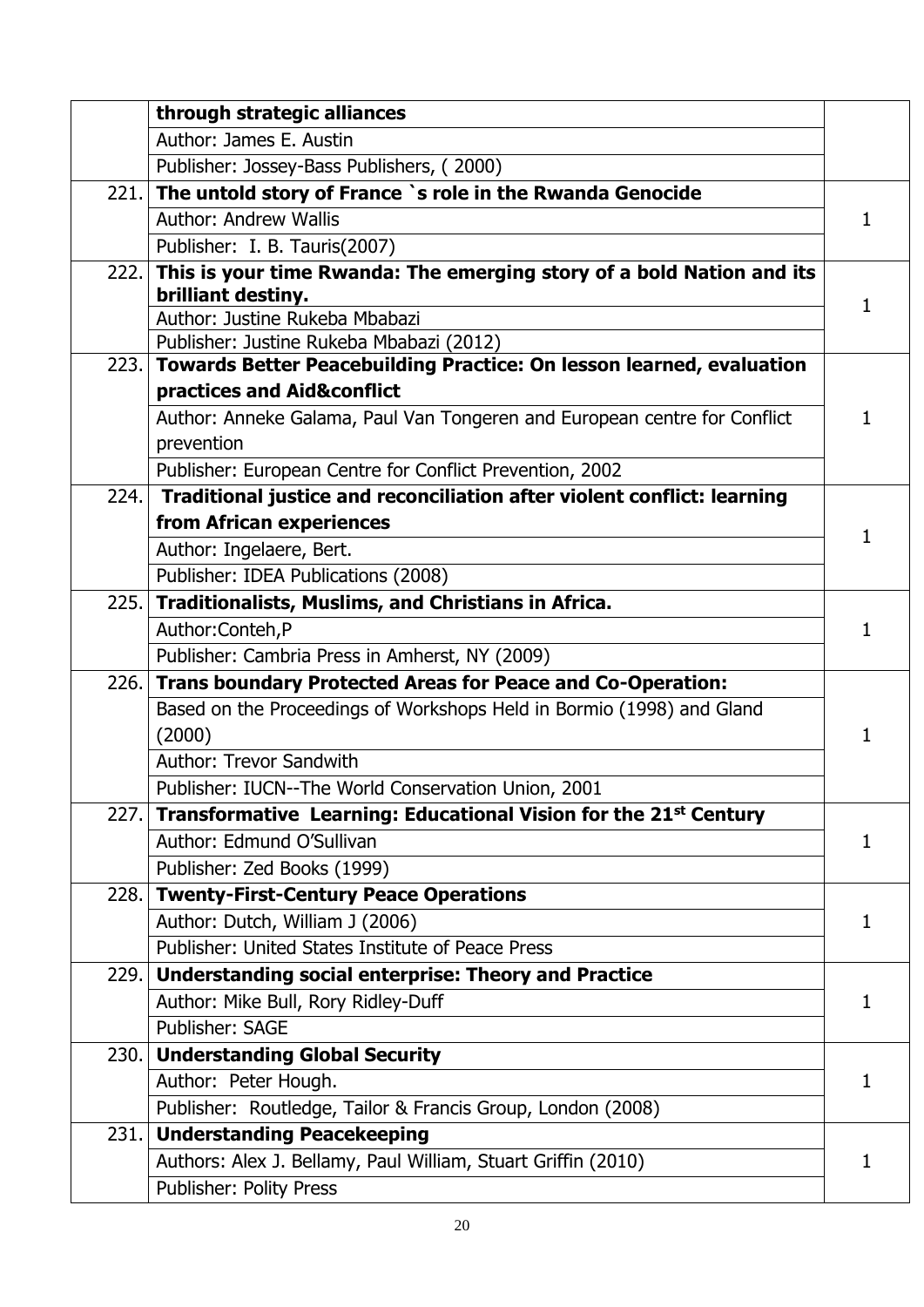| | | |
|---|---|---|
| | **through strategic alliances**<br>Author: James E. Austin<br>Publisher: Jossey-Bass Publishers, ( 2000) | |
| 221. | **The untold story of France `s role in the Rwanda Genocide**<br>Author: Andrew Wallis<br>Publisher: I. B. Tauris(2007) | 1 |
| 222. | **This is your time Rwanda: The emerging story of a bold Nation and its brilliant destiny.**<br>Author: Justine Rukeba Mbabazi<br>Publisher: Justine Rukeba Mbabazi (2012) | 1 |
| 223. | **Towards Better Peacebuilding Practice: On lesson learned, evaluation practices and Aid&conflict**<br>Author: Anneke Galama, Paul Van Tongeren and European centre for Conflict prevention<br>Publisher: European Centre for Conflict Prevention, 2002 | 1 |
| 224. | **Traditional justice and reconciliation after violent conflict: learning from African experiences**<br>Author: Ingelaere, Bert.<br>Publisher: IDEA Publications (2008) | 1 |
| 225. | **Traditionalists, Muslims, and Christians in Africa.**<br>Author:Conteh,P<br>Publisher: Cambria Press in Amherst, NY (2009) | 1 |
| 226. | **Trans boundary Protected Areas for Peace and Co-Operation:**<br>Based on the Proceedings of Workshops Held in Bormio (1998) and Gland (2000)<br>Author: Trevor Sandwith<br>Publisher: IUCN--The World Conservation Union, 2001 | 1 |
| 227. | **Transformative Learning: Educational Vision for the 21st Century**<br>Author: Edmund O'Sullivan<br>Publisher: Zed Books (1999) | 1 |
| 228. | **Twenty-First-Century Peace Operations**<br>Author: Dutch, William J (2006)<br>Publisher: United States Institute of Peace Press | 1 |
| 229. | **Understanding social enterprise: Theory and Practice**<br>Author: Mike Bull, Rory Ridley-Duff<br>Publisher: SAGE | 1 |
| 230. | **Understanding Global Security**<br>Author: Peter Hough.<br>Publisher: Routledge, Tailor & Francis Group, London (2008) | 1 |
| 231. | **Understanding Peacekeeping**<br>Authors: Alex J. Bellamy, Paul William, Stuart Griffin (2010)<br>Publisher: Polity Press | 1 |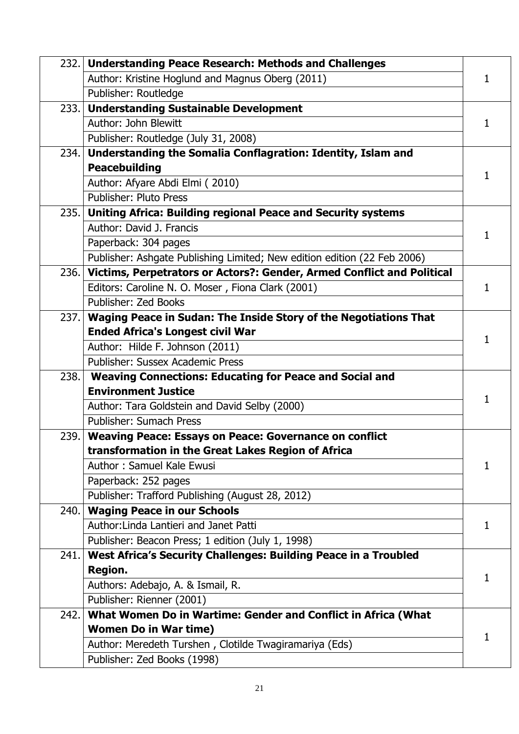| | | |
|---|---|---|
| 232. | **Understanding Peace Research: Methods and Challenges**<br>Author: Kristine Hoglund and Magnus Oberg (2011)<br>Publisher: Routledge | 1 |
| 233. | **Understanding Sustainable Development**<br>Author: John Blewitt<br>Publisher: Routledge (July 31, 2008) | 1 |
| 234. | **Understanding the Somalia Conflagration: Identity, Islam and Peacebuilding**<br>Author: Afyare Abdi Elmi ( 2010)<br>Publisher: Pluto Press | 1 |
| 235. | **Uniting Africa: Building regional Peace and Security systems**<br>Author: David J. Francis<br>Paperback: 304 pages<br>Publisher: Ashgate Publishing Limited; New edition edition (22 Feb 2006) | 1 |
| 236. | **Victims, Perpetrators or Actors?: Gender, Armed Conflict and Political**<br>Editors: Caroline N. O. Moser , Fiona Clark (2001)<br>Publisher: Zed Books | 1 |
| 237. | **Waging Peace in Sudan: The Inside Story of the Negotiations That Ended Africa's Longest civil War**<br>Author: Hilde F. Johnson (2011)<br>Publisher: Sussex Academic Press | 1 |
| 238. | **Weaving Connections: Educating for Peace and Social and Environment Justice**<br>Author: Tara Goldstein and David Selby (2000)<br>Publisher: Sumach Press | 1 |
| 239. | **Weaving Peace: Essays on Peace: Governance on conflict transformation in the Great Lakes Region of Africa**<br>Author : Samuel Kale Ewusi<br>Paperback: 252 pages<br>Publisher: Trafford Publishing (August 28, 2012) | 1 |
| 240. | **Waging Peace in our Schools**<br>Author:Linda Lantieri and Janet Patti<br>Publisher: Beacon Press; 1 edition (July 1, 1998) | 1 |
| 241. | **West Africa's Security Challenges: Building Peace in a Troubled Region.**<br>Authors: Adebajo, A. & Ismail, R.<br>Publisher: Rienner (2001) | 1 |
| 242. | **What Women Do in Wartime: Gender and Conflict in Africa (What Women Do in War time)**<br>Author: Meredeth Turshen , Clotilde Twagiramariya (Eds)<br>Publisher: Zed Books (1998) | 1 |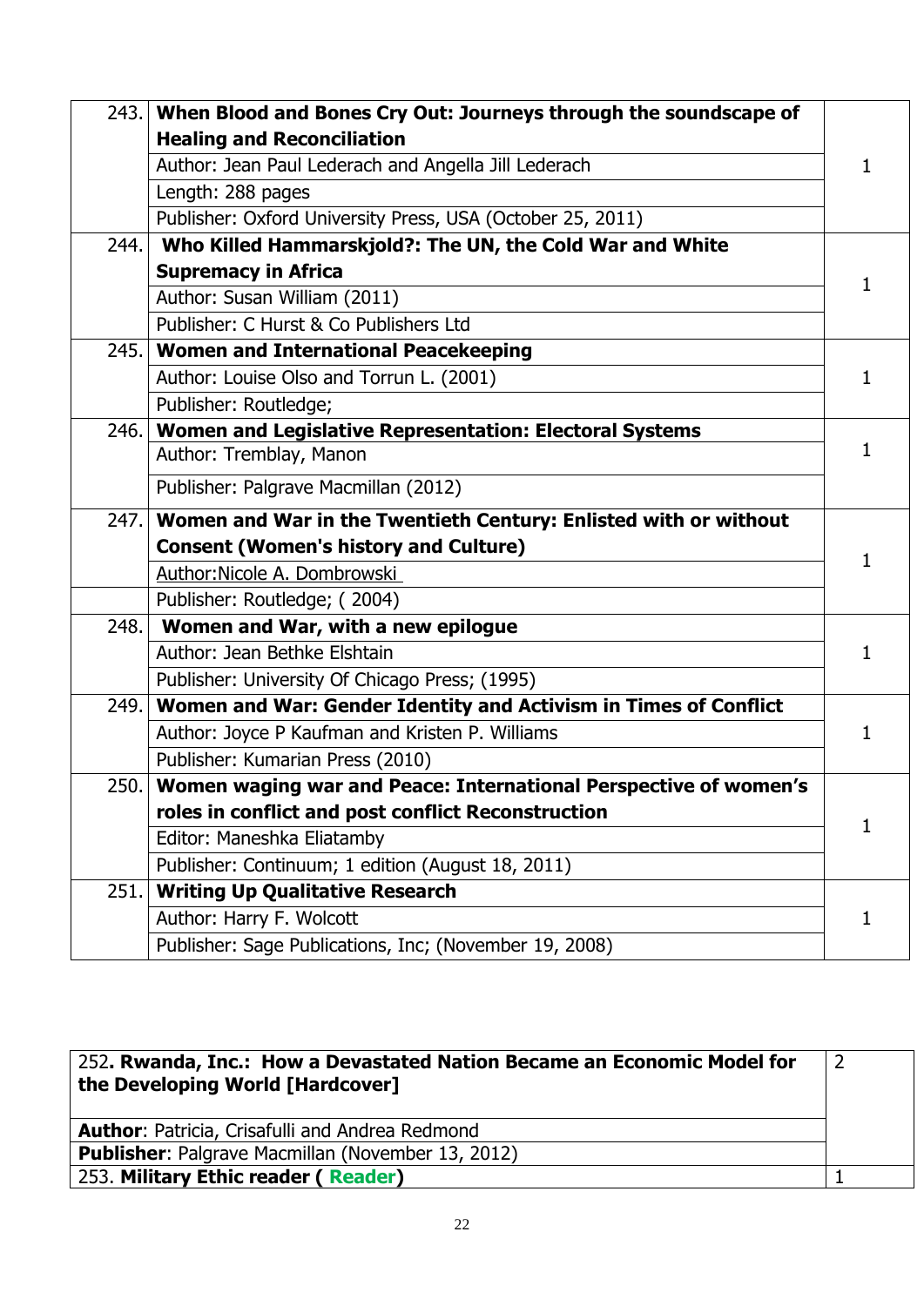| | | |
|---|---|---|
| 243. | **When Blood and Bones Cry Out: Journeys through the soundscape of Healing and Reconciliation**<br>Author: Jean Paul Lederach and Angella Jill Lederach<br>Length: 288 pages<br>Publisher: Oxford University Press, USA (October 25, 2011) | 1 |
| 244. | **Who Killed Hammarskjold?: The UN, the Cold War and White Supremacy in Africa**<br>Author: Susan William (2011)<br>Publisher: C Hurst & Co Publishers Ltd | 1 |
| 245. | **Women and International Peacekeeping**<br>Author: Louise Olso and Torrun L. (2001)<br>Publisher: Routledge; | 1 |
| 246. | **Women and Legislative Representation: Electoral Systems**<br>Author: Tremblay, Manon<br>Publisher: Palgrave Macmillan (2012) | 1 |
| 247. | **Women and War in the Twentieth Century: Enlisted with or without Consent (Women's history and Culture)**<br>Author:Nicole A. Dombrowski<br>Publisher: Routledge; ( 2004) | 1 |
| 248. | **Women and War, with a new epilogue**<br>Author: Jean Bethke Elshtain<br>Publisher: University Of Chicago Press; (1995) | 1 |
| 249. | **Women and War: Gender Identity and Activism in Times of Conflict**<br>Author: Joyce P Kaufman and Kristen P. Williams<br>Publisher: Kumarian Press (2010) | 1 |
| 250. | **Women waging war and Peace: International Perspective of women's roles in conflict and post conflict Reconstruction**<br>Editor: Maneshka Eliatamby<br>Publisher: Continuum; 1 edition (August 18, 2011) | 1 |
| 251. | **Writing Up Qualitative Research**<br>Author: Harry F. Wolcott<br>Publisher: Sage Publications, Inc; (November 19, 2008) | 1 |

| | |
|---|---|
| 252**. Rwanda, Inc.: How a Devastated Nation Became an Economic Model for the Developing World [Hardcover]**<br>**Author**: Patricia, Crisafulli and Andrea Redmond<br>**Publisher**: Palgrave Macmillan (November 13, 2012) | 2 |
| 253. **Military Ethic reader ( Reader)** | 1 |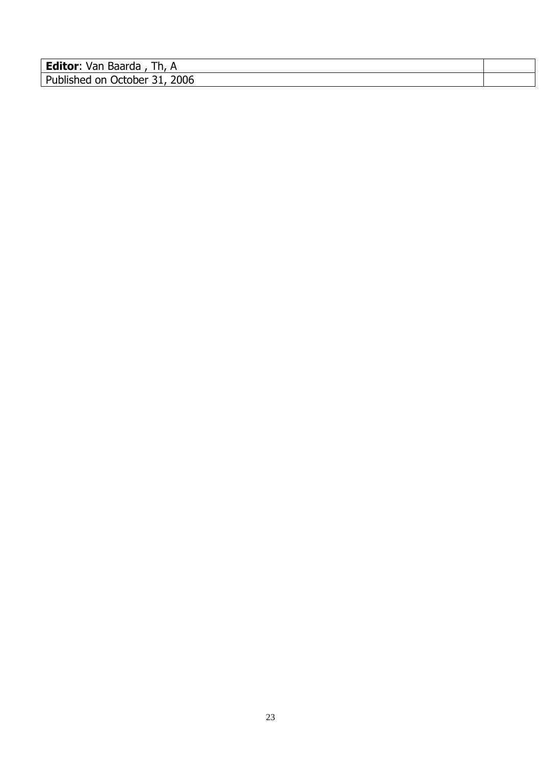| | |
|---|---|
| **Editor**: Van Baarda , Th, A | |
| Published on October 31, 2006 | |